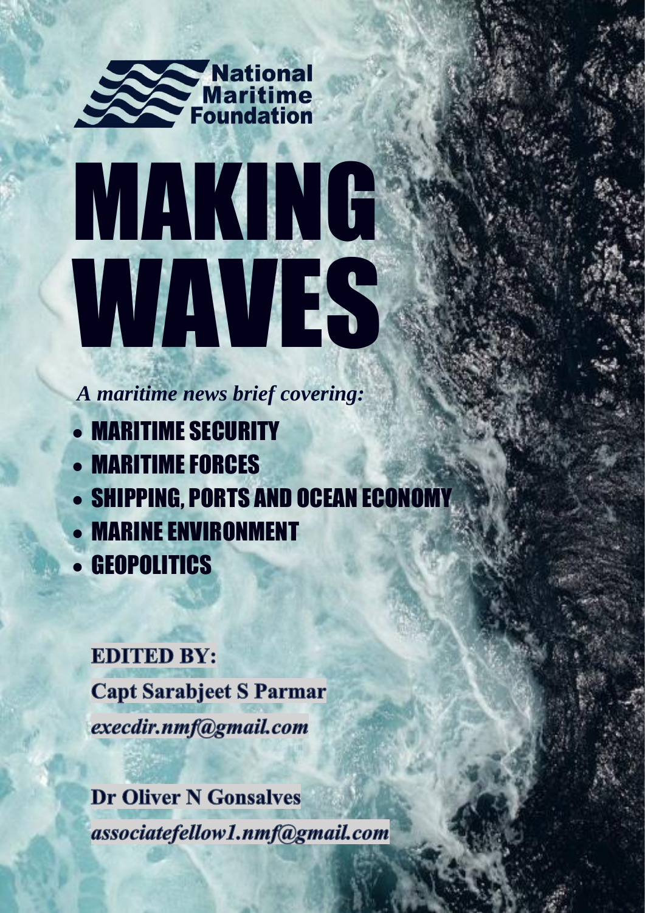National Maritime Foundation

# MAKING WAVES

*A maritime news brief covering:*

- MARITIME SECURITY
- MARITIME FORCES
- SHIPPING, PORTS AND OCEAN ECONOMY
- MARINE ENVIRONMENT
- GEOPOLITICS

**EDITED BY:**

**Capt Sarabjeet S Parmar**

***execdir.nmf@gmail.com***

**Dr Oliver N Gonsalves**

***associatefellow1.nmf@gmail.com***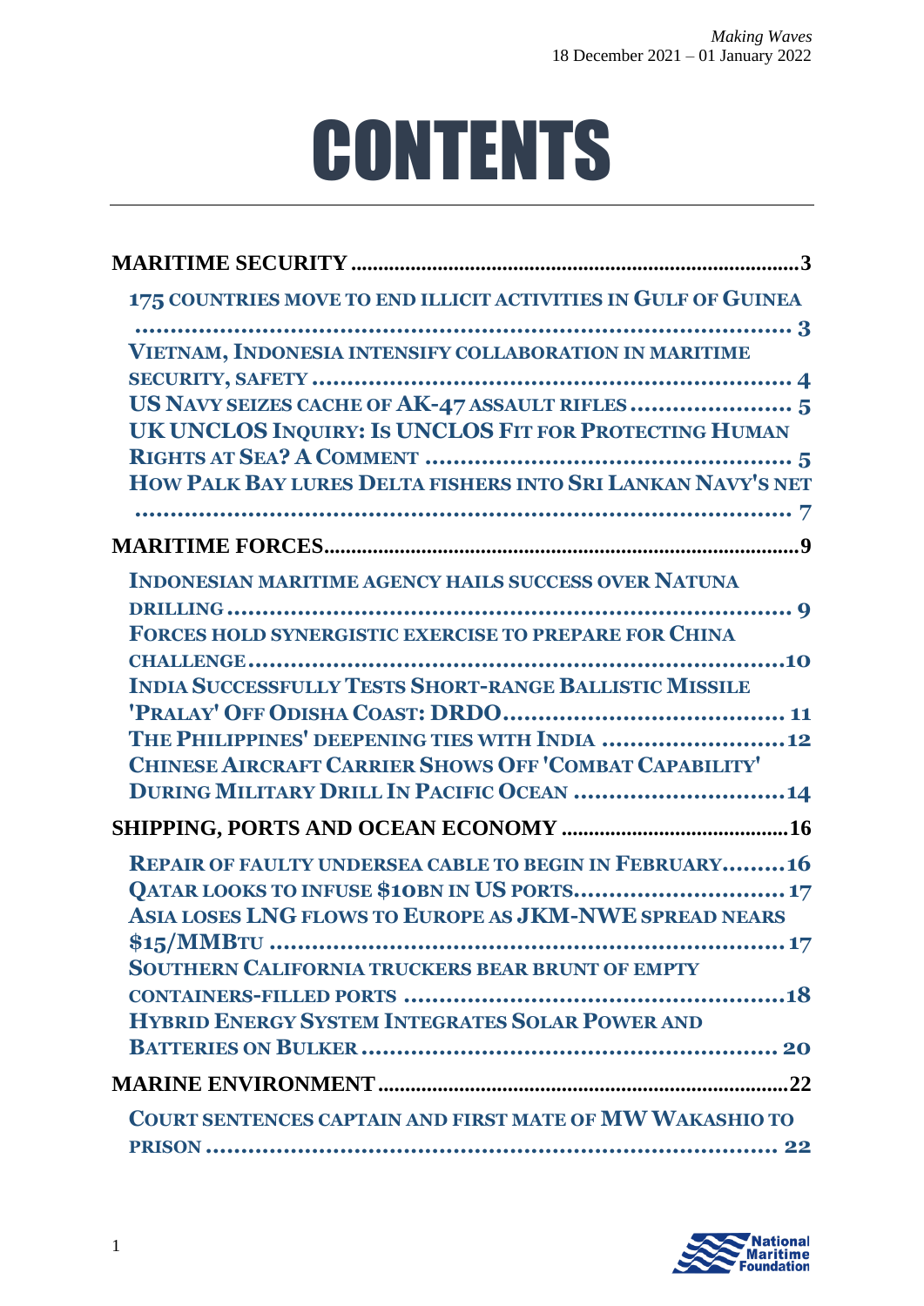# CONTENTS

**MARITIME SECURITY** ..................................................................................3

175 COUNTRIES MOVE TO END ILLICIT ACTIVITIES IN GULF OF GUINEA ................................................................................. 3

VIETNAM, INDONESIA INTENSIFY COLLABORATION IN MARITIME SECURITY, SAFETY ........................................................................ 4

US NAVY SEIZES CACHE OF AK-47 ASSAULT RIFLES ........................ 5

UK UNCLOS INQUIRY: IS UNCLOS FIT FOR PROTECTING HUMAN RIGHTS AT SEA? A COMMENT ..................................................... 5

HOW PALK BAY LURES DELTA FISHERS INTO SRI LANKAN NAVY'S NET ................................................................................. 7

**MARITIME FORCES**......................................................................................9

INDONESIAN MARITIME AGENCY HAILS SUCCESS OVER NATUNA DRILLING ................................................................................. 9

FORCES HOLD SYNERGISTIC EXERCISE TO PREPARE FOR CHINA CHALLENGE................................................................................10

INDIA SUCCESSFULLY TESTS SHORT-RANGE BALLISTIC MISSILE 'PRALAY' OFF ODISHA COAST: DRDO........................................ 11

THE PHILIPPINES' DEEPENING TIES WITH INDIA ..........................12

CHINESE AIRCRAFT CARRIER SHOWS OFF 'COMBAT CAPABILITY' DURING MILITARY DRILL IN PACIFIC OCEAN ..............................14

**SHIPPING, PORTS AND OCEAN ECONOMY** .........................................16

REPAIR OF FAULTY UNDERSEA CABLE TO BEGIN IN FEBRUARY.........16

QATAR LOOKS TO INFUSE $10BN IN US PORTS..............................17

ASIA LOSES LNG FLOWS TO EUROPE AS JKM-NWE SPREAD NEARS $15/MMBTU ........................................................................ 17

SOUTHERN CALIFORNIA TRUCKERS BEAR BRUNT OF EMPTY CONTAINERS-FILLED PORTS ......................................................18

HYBRID ENERGY SYSTEM INTEGRATES SOLAR POWER AND BATTERIES ON BULKER ............................................................ 20

**MARINE ENVIRONMENT**..........................................................................22

COURT SENTENCES CAPTAIN AND FIRST MATE OF MW WAKASHIO TO PRISON ................................................................................. 22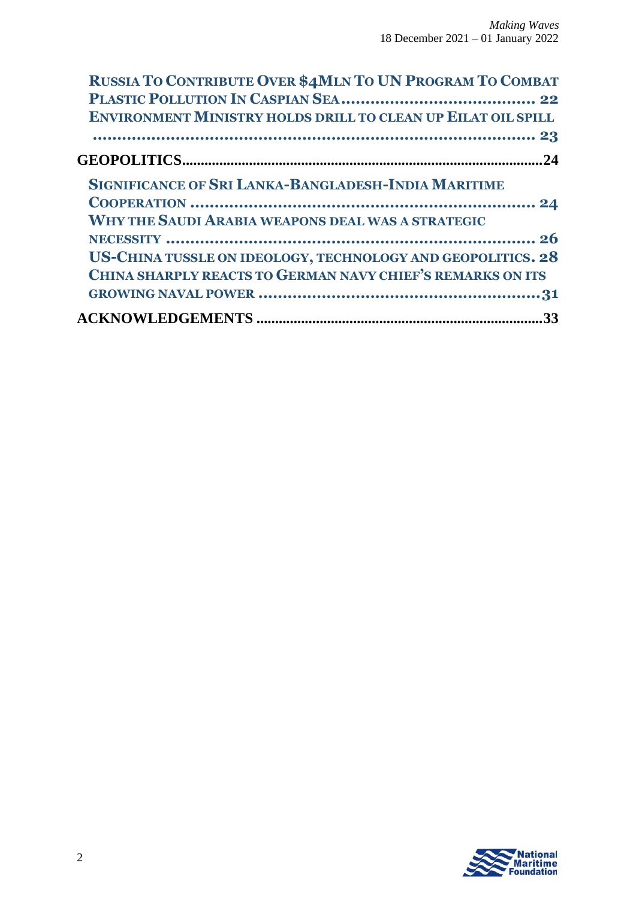Russia To Contribute Over $4Mln To UN Program To Combat Plastic Pollution In Caspian Sea ........................................ 22

Environment Ministry holds drill to clean up Eilat oil spill ........................................................................................ 23

**GEOPOLITICS** ........................................................................................ 24

Significance of Sri Lanka-Bangladesh-India Maritime Cooperation ........................................................................ 24

Why the Saudi Arabia weapons deal was a strategic necessity ........................................................................ 26

US-China tussle on ideology, technology and geopolitics. 28

China sharply reacts to German navy chief's remarks on its growing naval power ........................................................ 31

**ACKNOWLEDGEMENTS** ........................................................................ 33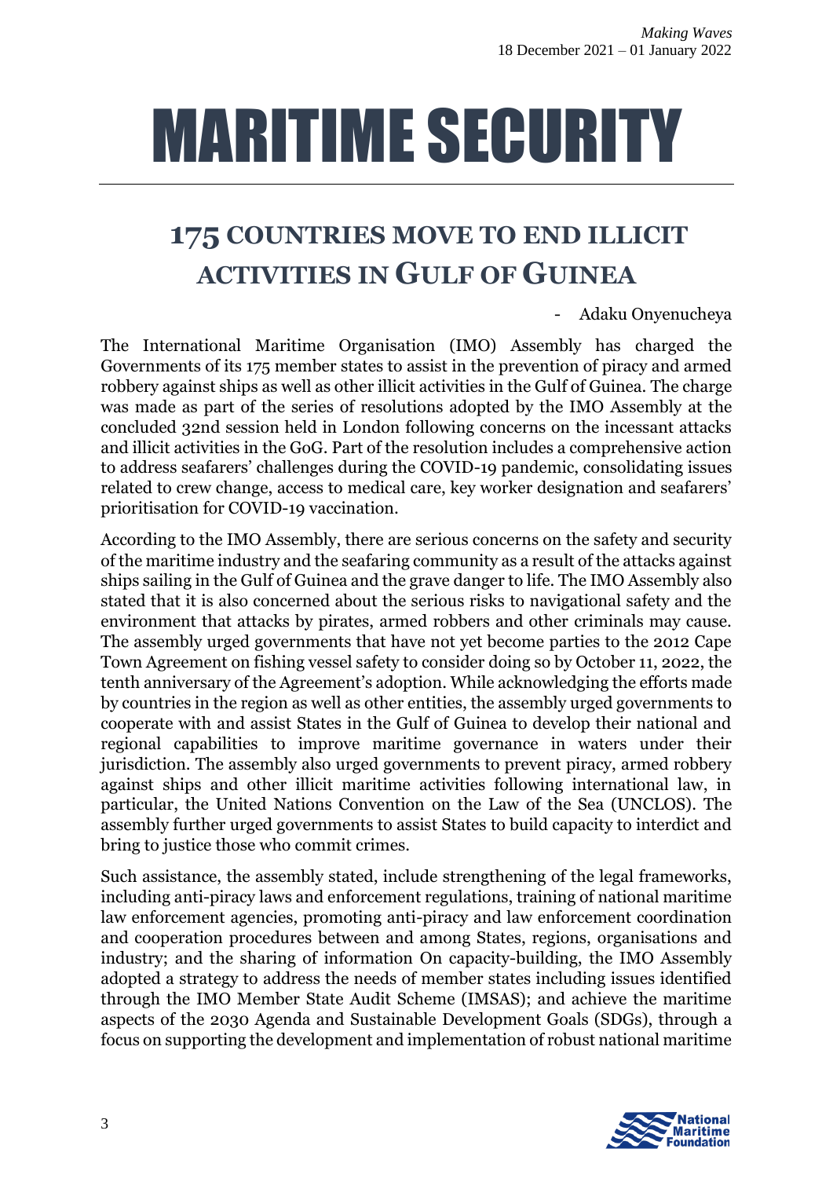# MARITIME SECURITY

## 175 COUNTRIES MOVE TO END ILLICIT ACTIVITIES IN GULF OF GUINEA

- Adaku Onyenucheya

The International Maritime Organisation (IMO) Assembly has charged the Governments of its 175 member states to assist in the prevention of piracy and armed robbery against ships as well as other illicit activities in the Gulf of Guinea. The charge was made as part of the series of resolutions adopted by the IMO Assembly at the concluded 32nd session held in London following concerns on the incessant attacks and illicit activities in the GoG. Part of the resolution includes a comprehensive action to address seafarers' challenges during the COVID-19 pandemic, consolidating issues related to crew change, access to medical care, key worker designation and seafarers' prioritisation for COVID-19 vaccination.

According to the IMO Assembly, there are serious concerns on the safety and security of the maritime industry and the seafaring community as a result of the attacks against ships sailing in the Gulf of Guinea and the grave danger to life. The IMO Assembly also stated that it is also concerned about the serious risks to navigational safety and the environment that attacks by pirates, armed robbers and other criminals may cause. The assembly urged governments that have not yet become parties to the 2012 Cape Town Agreement on fishing vessel safety to consider doing so by October 11, 2022, the tenth anniversary of the Agreement's adoption. While acknowledging the efforts made by countries in the region as well as other entities, the assembly urged governments to cooperate with and assist States in the Gulf of Guinea to develop their national and regional capabilities to improve maritime governance in waters under their jurisdiction. The assembly also urged governments to prevent piracy, armed robbery against ships and other illicit maritime activities following international law, in particular, the United Nations Convention on the Law of the Sea (UNCLOS). The assembly further urged governments to assist States to build capacity to interdict and bring to justice those who commit crimes.

Such assistance, the assembly stated, include strengthening of the legal frameworks, including anti-piracy laws and enforcement regulations, training of national maritime law enforcement agencies, promoting anti-piracy and law enforcement coordination and cooperation procedures between and among States, regions, organisations and industry; and the sharing of information On capacity-building, the IMO Assembly adopted a strategy to address the needs of member states including issues identified through the IMO Member State Audit Scheme (IMSAS); and achieve the maritime aspects of the 2030 Agenda and Sustainable Development Goals (SDGs), through a focus on supporting the development and implementation of robust national maritime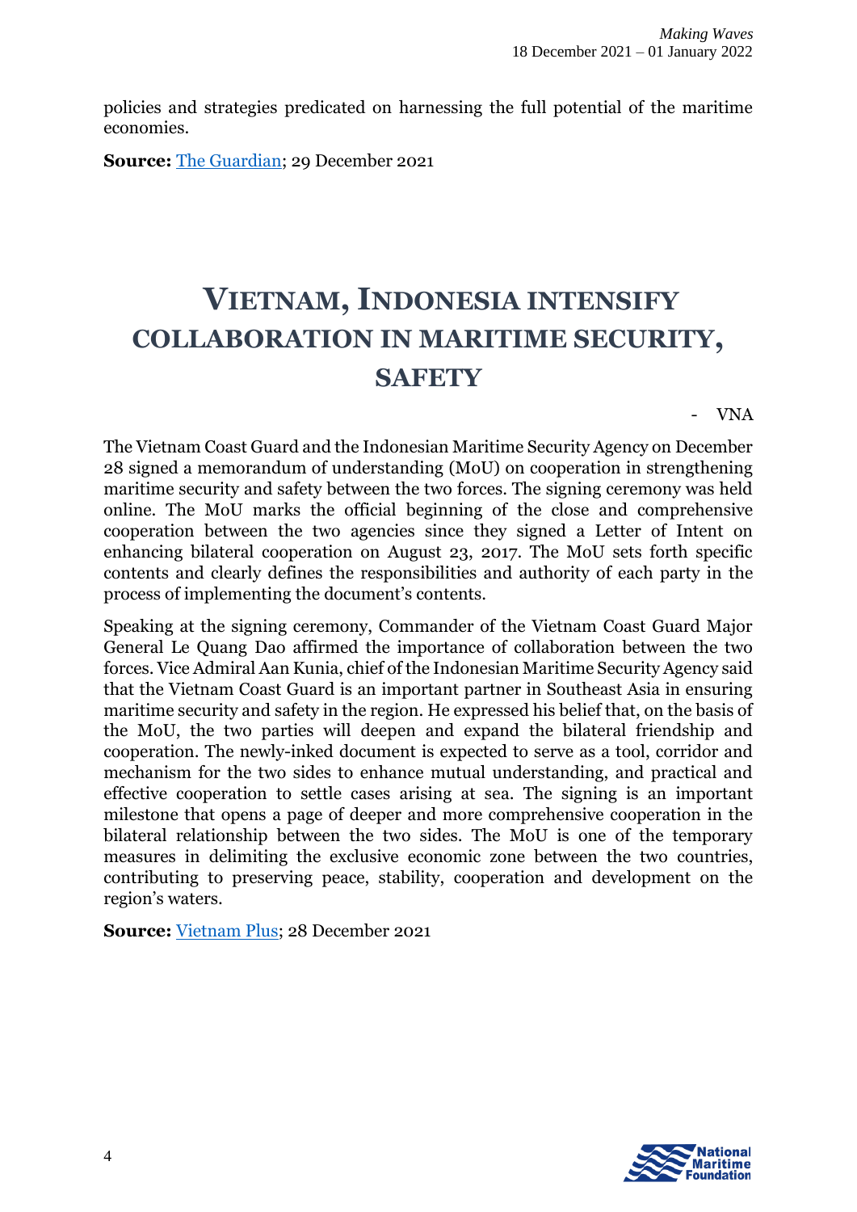policies and strategies predicated on harnessing the full potential of the maritime economies.

**Source:** The Guardian; 29 December 2021

# VIETNAM, INDONESIA INTENSIFY COLLABORATION IN MARITIME SECURITY, SAFETY

- VNA

The Vietnam Coast Guard and the Indonesian Maritime Security Agency on December 28 signed a memorandum of understanding (MoU) on cooperation in strengthening maritime security and safety between the two forces. The signing ceremony was held online. The MoU marks the official beginning of the close and comprehensive cooperation between the two agencies since they signed a Letter of Intent on enhancing bilateral cooperation on August 23, 2017. The MoU sets forth specific contents and clearly defines the responsibilities and authority of each party in the process of implementing the document's contents.

Speaking at the signing ceremony, Commander of the Vietnam Coast Guard Major General Le Quang Dao affirmed the importance of collaboration between the two forces. Vice Admiral Aan Kunia, chief of the Indonesian Maritime Security Agency said that the Vietnam Coast Guard is an important partner in Southeast Asia in ensuring maritime security and safety in the region. He expressed his belief that, on the basis of the MoU, the two parties will deepen and expand the bilateral friendship and cooperation. The newly-inked document is expected to serve as a tool, corridor and mechanism for the two sides to enhance mutual understanding, and practical and effective cooperation to settle cases arising at sea. The signing is an important milestone that opens a page of deeper and more comprehensive cooperation in the bilateral relationship between the two sides. The MoU is one of the temporary measures in delimiting the exclusive economic zone between the two countries, contributing to preserving peace, stability, cooperation and development on the region's waters.

**Source:** Vietnam Plus; 28 December 2021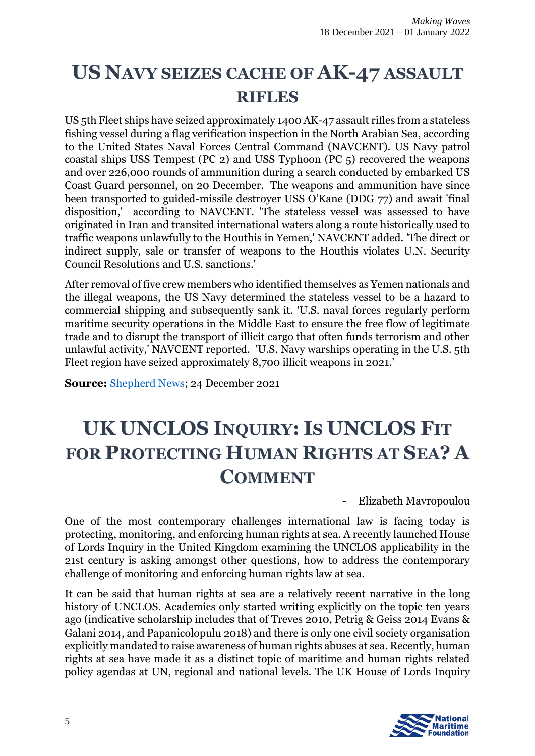# US NAVY SEIZES CACHE OF AK-47 ASSAULT RIFLES

US 5th Fleet ships have seized approximately 1400 AK-47 assault rifles from a stateless fishing vessel during a flag verification inspection in the North Arabian Sea, according to the United States Naval Forces Central Command (NAVCENT). US Navy patrol coastal ships USS Tempest (PC 2) and USS Typhoon (PC 5) recovered the weapons and over 226,000 rounds of ammunition during a search conducted by embarked US Coast Guard personnel, on 20 December. The weapons and ammunition have since been transported to guided-missile destroyer USS O'Kane (DDG 77) and await 'final disposition,' according to NAVCENT. 'The stateless vessel was assessed to have originated in Iran and transited international waters along a route historically used to traffic weapons unlawfully to the Houthis in Yemen,' NAVCENT added. 'The direct or indirect supply, sale or transfer of weapons to the Houthis violates U.N. Security Council Resolutions and U.S. sanctions.'

After removal of five crew members who identified themselves as Yemen nationals and the illegal weapons, the US Navy determined the stateless vessel to be a hazard to commercial shipping and subsequently sank it. 'U.S. naval forces regularly perform maritime security operations in the Middle East to ensure the free flow of legitimate trade and to disrupt the transport of illicit cargo that often funds terrorism and other unlawful activity,' NAVCENT reported. 'U.S. Navy warships operating in the U.S. 5th Fleet region have seized approximately 8,700 illicit weapons in 2021.'

**Source:** Shepherd News; 24 December 2021

# UK UNCLOS INQUIRY: IS UNCLOS FIT FOR PROTECTING HUMAN RIGHTS AT SEA? A COMMENT

- Elizabeth Mavropoulou

One of the most contemporary challenges international law is facing today is protecting, monitoring, and enforcing human rights at sea. A recently launched House of Lords Inquiry in the United Kingdom examining the UNCLOS applicability in the 21st century is asking amongst other questions, how to address the contemporary challenge of monitoring and enforcing human rights law at sea.

It can be said that human rights at sea are a relatively recent narrative in the long history of UNCLOS. Academics only started writing explicitly on the topic ten years ago (indicative scholarship includes that of Treves 2010, Petrig & Geiss 2014 Evans & Galani 2014, and Papanicolopulu 2018) and there is only one civil society organisation explicitly mandated to raise awareness of human rights abuses at sea. Recently, human rights at sea have made it as a distinct topic of maritime and human rights related policy agendas at UN, regional and national levels. The UK House of Lords Inquiry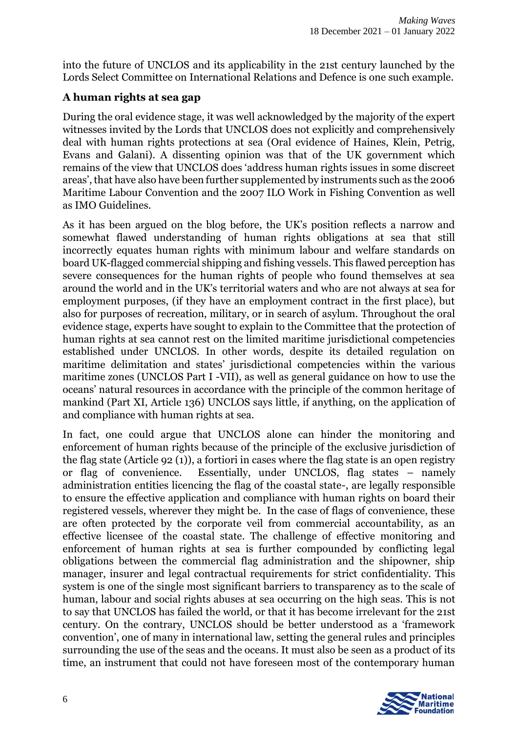into the future of UNCLOS and its applicability in the 21st century launched by the Lords Select Committee on International Relations and Defence is one such example.

## A human rights at sea gap

During the oral evidence stage, it was well acknowledged by the majority of the expert witnesses invited by the Lords that UNCLOS does not explicitly and comprehensively deal with human rights protections at sea (Oral evidence of Haines, Klein, Petrig, Evans and Galani). A dissenting opinion was that of the UK government which remains of the view that UNCLOS does 'address human rights issues in some discreet areas', that have also have been further supplemented by instruments such as the 2006 Maritime Labour Convention and the 2007 ILO Work in Fishing Convention as well as IMO Guidelines.

As it has been argued on the blog before, the UK's position reflects a narrow and somewhat flawed understanding of human rights obligations at sea that still incorrectly equates human rights with minimum labour and welfare standards on board UK-flagged commercial shipping and fishing vessels. This flawed perception has severe consequences for the human rights of people who found themselves at sea around the world and in the UK's territorial waters and who are not always at sea for employment purposes, (if they have an employment contract in the first place), but also for purposes of recreation, military, or in search of asylum. Throughout the oral evidence stage, experts have sought to explain to the Committee that the protection of human rights at sea cannot rest on the limited maritime jurisdictional competencies established under UNCLOS. In other words, despite its detailed regulation on maritime delimitation and states' jurisdictional competencies within the various maritime zones (UNCLOS Part I -VII), as well as general guidance on how to use the oceans' natural resources in accordance with the principle of the common heritage of mankind (Part XI, Article 136) UNCLOS says little, if anything, on the application of and compliance with human rights at sea.

In fact, one could argue that UNCLOS alone can hinder the monitoring and enforcement of human rights because of the principle of the exclusive jurisdiction of the flag state (Article 92 (1)), a fortiori in cases where the flag state is an open registry or flag of convenience. Essentially, under UNCLOS, flag states – namely administration entities licencing the flag of the coastal state-, are legally responsible to ensure the effective application and compliance with human rights on board their registered vessels, wherever they might be. In the case of flags of convenience, these are often protected by the corporate veil from commercial accountability, as an effective licensee of the coastal state. The challenge of effective monitoring and enforcement of human rights at sea is further compounded by conflicting legal obligations between the commercial flag administration and the shipowner, ship manager, insurer and legal contractual requirements for strict confidentiality. This system is one of the single most significant barriers to transparency as to the scale of human, labour and social rights abuses at sea occurring on the high seas. This is not to say that UNCLOS has failed the world, or that it has become irrelevant for the 21st century. On the contrary, UNCLOS should be better understood as a 'framework convention', one of many in international law, setting the general rules and principles surrounding the use of the seas and the oceans. It must also be seen as a product of its time, an instrument that could not have foreseen most of the contemporary human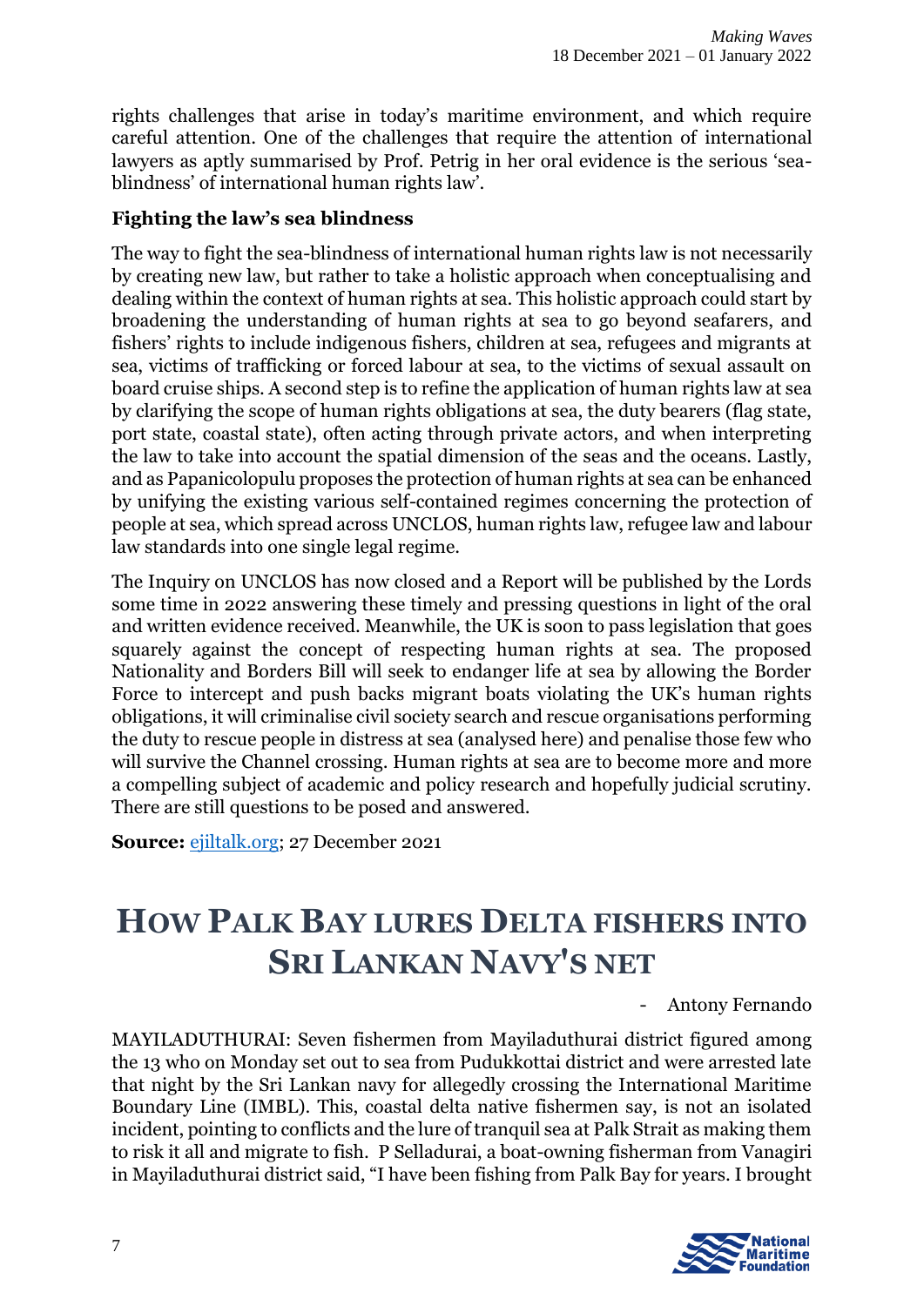rights challenges that arise in today's maritime environment, and which require careful attention. One of the challenges that require the attention of international lawyers as aptly summarised by Prof. Petrig in her oral evidence is the serious 'sea-blindness' of international human rights law'.

### Fighting the law's sea blindness

The way to fight the sea-blindness of international human rights law is not necessarily by creating new law, but rather to take a holistic approach when conceptualising and dealing within the context of human rights at sea. This holistic approach could start by broadening the understanding of human rights at sea to go beyond seafarers, and fishers' rights to include indigenous fishers, children at sea, refugees and migrants at sea, victims of trafficking or forced labour at sea, to the victims of sexual assault on board cruise ships. A second step is to refine the application of human rights law at sea by clarifying the scope of human rights obligations at sea, the duty bearers (flag state, port state, coastal state), often acting through private actors, and when interpreting the law to take into account the spatial dimension of the seas and the oceans. Lastly, and as Papanicolopulu proposes the protection of human rights at sea can be enhanced by unifying the existing various self-contained regimes concerning the protection of people at sea, which spread across UNCLOS, human rights law, refugee law and labour law standards into one single legal regime.

The Inquiry on UNCLOS has now closed and a Report will be published by the Lords some time in 2022 answering these timely and pressing questions in light of the oral and written evidence received. Meanwhile, the UK is soon to pass legislation that goes squarely against the concept of respecting human rights at sea. The proposed Nationality and Borders Bill will seek to endanger life at sea by allowing the Border Force to intercept and push backs migrant boats violating the UK's human rights obligations, it will criminalise civil society search and rescue organisations performing the duty to rescue people in distress at sea (analysed here) and penalise those few who will survive the Channel crossing. Human rights at sea are to become more and more a compelling subject of academic and policy research and hopefully judicial scrutiny. There are still questions to be posed and answered.

**Source:** ejiltalk.org; 27 December 2021

# HOW PALK BAY LURES DELTA FISHERS INTO SRI LANKAN NAVY'S NET

- Antony Fernando

MAYILADUTHURAI: Seven fishermen from Mayiladuthurai district figured among the 13 who on Monday set out to sea from Pudukkottai district and were arrested late that night by the Sri Lankan navy for allegedly crossing the International Maritime Boundary Line (IMBL). This, coastal delta native fishermen say, is not an isolated incident, pointing to conflicts and the lure of tranquil sea at Palk Strait as making them to risk it all and migrate to fish. P Selladurai, a boat-owning fisherman from Vanagiri in Mayiladuthurai district said, "I have been fishing from Palk Bay for years. I brought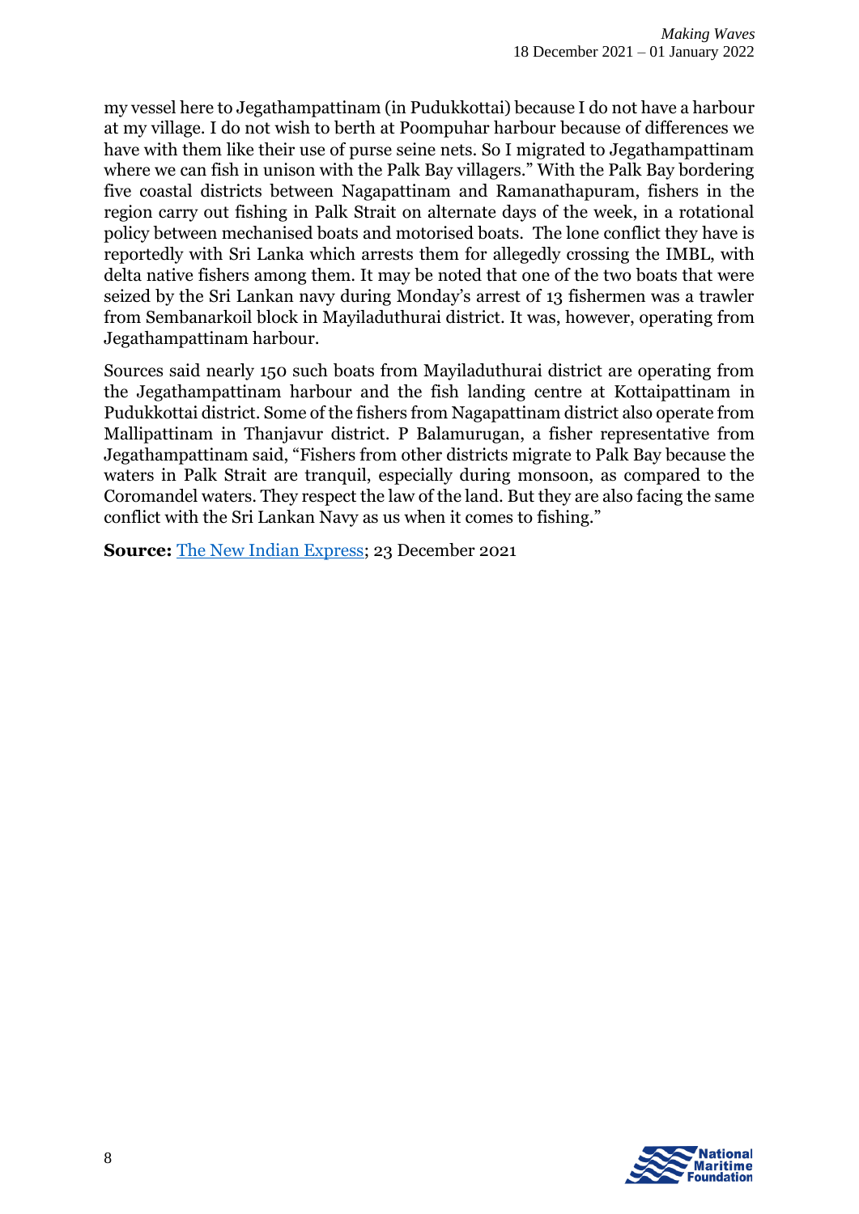my vessel here to Jegathampattinam (in Pudukkottai) because I do not have a harbour at my village. I do not wish to berth at Poompuhar harbour because of differences we have with them like their use of purse seine nets. So I migrated to Jegathampattinam where we can fish in unison with the Palk Bay villagers." With the Palk Bay bordering five coastal districts between Nagapattinam and Ramanathapuram, fishers in the region carry out fishing in Palk Strait on alternate days of the week, in a rotational policy between mechanised boats and motorised boats. The lone conflict they have is reportedly with Sri Lanka which arrests them for allegedly crossing the IMBL, with delta native fishers among them. It may be noted that one of the two boats that were seized by the Sri Lankan navy during Monday's arrest of 13 fishermen was a trawler from Sembanarkoil block in Mayiladuthurai district. It was, however, operating from Jegathampattinam harbour.

Sources said nearly 150 such boats from Mayiladuthurai district are operating from the Jegathampattinam harbour and the fish landing centre at Kottaipattinam in Pudukkottai district. Some of the fishers from Nagapattinam district also operate from Mallipattinam in Thanjavur district. P Balamurugan, a fisher representative from Jegathampattinam said, "Fishers from other districts migrate to Palk Bay because the waters in Palk Strait are tranquil, especially during monsoon, as compared to the Coromandel waters. They respect the law of the land. But they are also facing the same conflict with the Sri Lankan Navy as us when it comes to fishing."

**Source:** The New Indian Express; 23 December 2021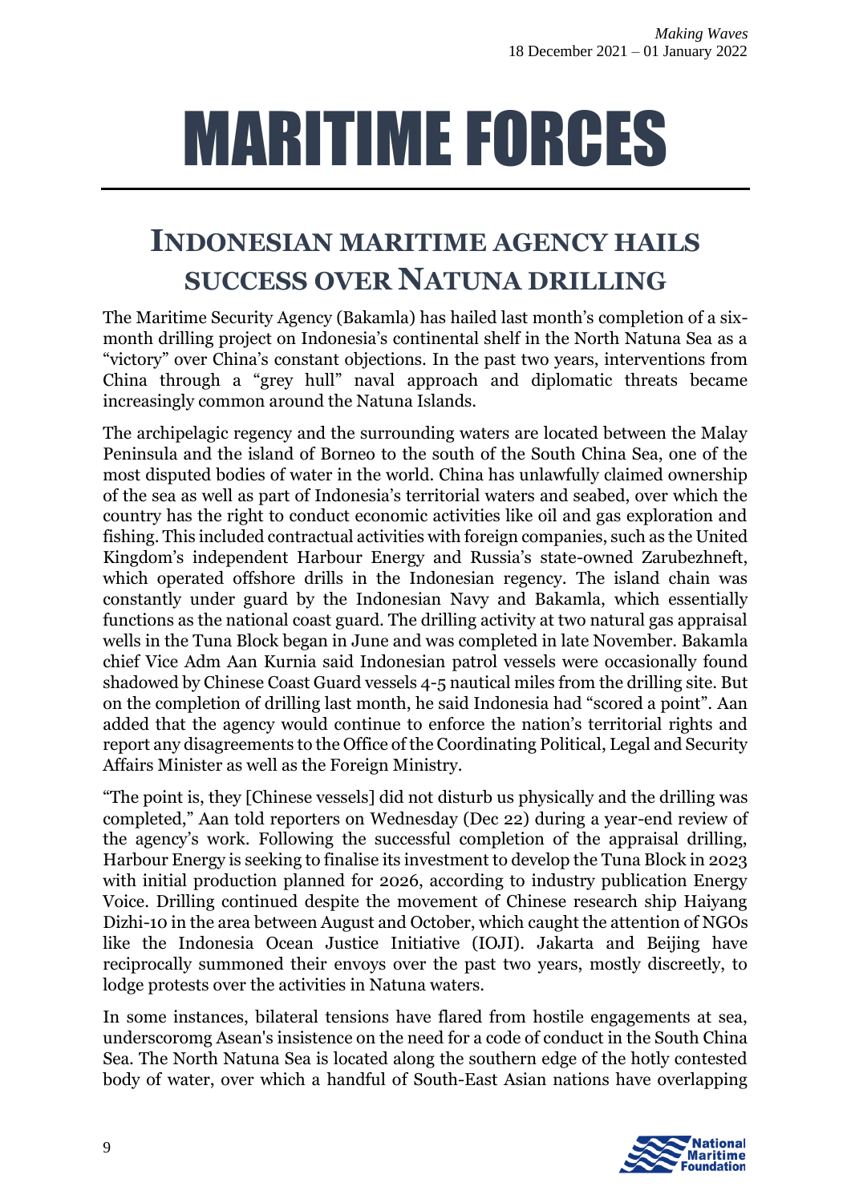# MARITIME FORCES

## INDONESIAN MARITIME AGENCY HAILS SUCCESS OVER NATUNA DRILLING

The Maritime Security Agency (Bakamla) has hailed last month's completion of a six-month drilling project on Indonesia's continental shelf in the North Natuna Sea as a "victory" over China's constant objections. In the past two years, interventions from China through a "grey hull" naval approach and diplomatic threats became increasingly common around the Natuna Islands.

The archipelagic regency and the surrounding waters are located between the Malay Peninsula and the island of Borneo to the south of the South China Sea, one of the most disputed bodies of water in the world. China has unlawfully claimed ownership of the sea as well as part of Indonesia's territorial waters and seabed, over which the country has the right to conduct economic activities like oil and gas exploration and fishing. This included contractual activities with foreign companies, such as the United Kingdom's independent Harbour Energy and Russia's state-owned Zarubezhneft, which operated offshore drills in the Indonesian regency. The island chain was constantly under guard by the Indonesian Navy and Bakamla, which essentially functions as the national coast guard. The drilling activity at two natural gas appraisal wells in the Tuna Block began in June and was completed in late November. Bakamla chief Vice Adm Aan Kurnia said Indonesian patrol vessels were occasionally found shadowed by Chinese Coast Guard vessels 4-5 nautical miles from the drilling site. But on the completion of drilling last month, he said Indonesia had "scored a point". Aan added that the agency would continue to enforce the nation's territorial rights and report any disagreements to the Office of the Coordinating Political, Legal and Security Affairs Minister as well as the Foreign Ministry.

"The point is, they [Chinese vessels] did not disturb us physically and the drilling was completed," Aan told reporters on Wednesday (Dec 22) during a year-end review of the agency's work. Following the successful completion of the appraisal drilling, Harbour Energy is seeking to finalise its investment to develop the Tuna Block in 2023 with initial production planned for 2026, according to industry publication Energy Voice. Drilling continued despite the movement of Chinese research ship Haiyang Dizhi-10 in the area between August and October, which caught the attention of NGOs like the Indonesia Ocean Justice Initiative (IOJI). Jakarta and Beijing have reciprocally summoned their envoys over the past two years, mostly discreetly, to lodge protests over the activities in Natuna waters.

In some instances, bilateral tensions have flared from hostile engagements at sea, underscoromg Asean's insistence on the need for a code of conduct in the South China Sea. The North Natuna Sea is located along the southern edge of the hotly contested body of water, over which a handful of South-East Asian nations have overlapping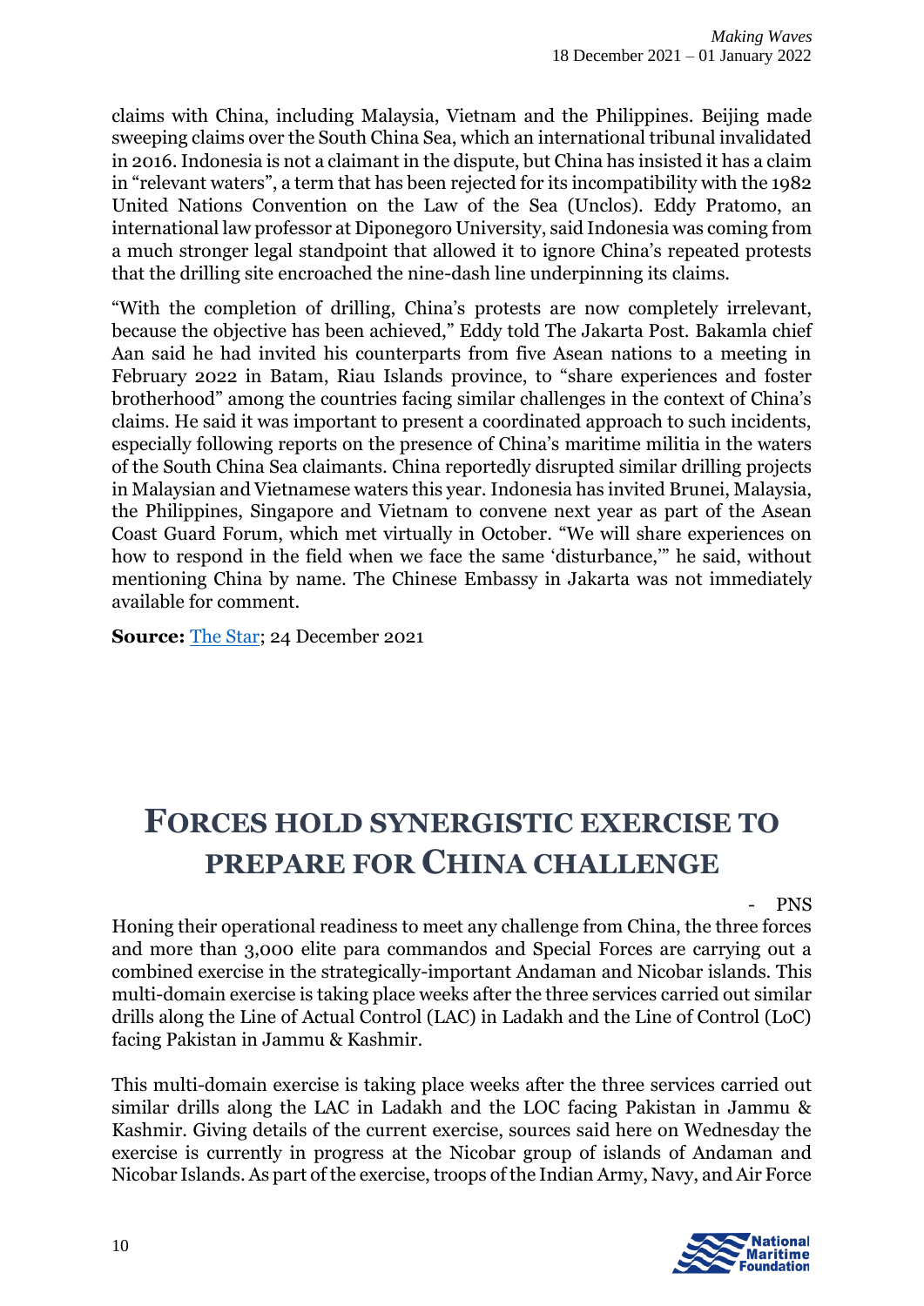claims with China, including Malaysia, Vietnam and the Philippines. Beijing made sweeping claims over the South China Sea, which an international tribunal invalidated in 2016. Indonesia is not a claimant in the dispute, but China has insisted it has a claim in "relevant waters", a term that has been rejected for its incompatibility with the 1982 United Nations Convention on the Law of the Sea (Unclos). Eddy Pratomo, an international law professor at Diponegoro University, said Indonesia was coming from a much stronger legal standpoint that allowed it to ignore China's repeated protests that the drilling site encroached the nine-dash line underpinning its claims.

"With the completion of drilling, China's protests are now completely irrelevant, because the objective has been achieved," Eddy told The Jakarta Post. Bakamla chief Aan said he had invited his counterparts from five Asean nations to a meeting in February 2022 in Batam, Riau Islands province, to "share experiences and foster brotherhood" among the countries facing similar challenges in the context of China's claims. He said it was important to present a coordinated approach to such incidents, especially following reports on the presence of China's maritime militia in the waters of the South China Sea claimants. China reportedly disrupted similar drilling projects in Malaysian and Vietnamese waters this year. Indonesia has invited Brunei, Malaysia, the Philippines, Singapore and Vietnam to convene next year as part of the Asean Coast Guard Forum, which met virtually in October. "We will share experiences on how to respond in the field when we face the same 'disturbance,'" he said, without mentioning China by name. The Chinese Embassy in Jakarta was not immediately available for comment.

**Source:** The Star; 24 December 2021

# FORCES HOLD SYNERGISTIC EXERCISE TO PREPARE FOR CHINA CHALLENGE

\- PNS

Honing their operational readiness to meet any challenge from China, the three forces and more than 3,000 elite para commandos and Special Forces are carrying out a combined exercise in the strategically-important Andaman and Nicobar islands. This multi-domain exercise is taking place weeks after the three services carried out similar drills along the Line of Actual Control (LAC) in Ladakh and the Line of Control (LoC) facing Pakistan in Jammu & Kashmir.

This multi-domain exercise is taking place weeks after the three services carried out similar drills along the LAC in Ladakh and the LOC facing Pakistan in Jammu & Kashmir. Giving details of the current exercise, sources said here on Wednesday the exercise is currently in progress at the Nicobar group of islands of Andaman and Nicobar Islands. As part of the exercise, troops of the Indian Army, Navy, and Air Force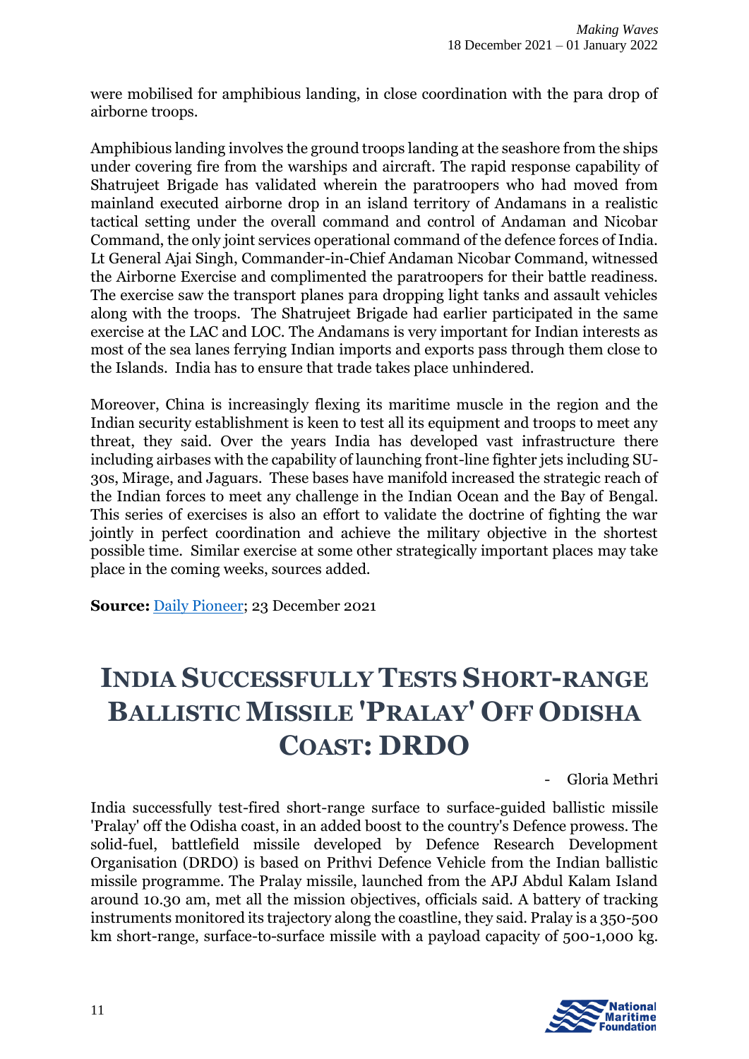were mobilised for amphibious landing, in close coordination with the para drop of airborne troops.

Amphibious landing involves the ground troops landing at the seashore from the ships under covering fire from the warships and aircraft. The rapid response capability of Shatrujeet Brigade has validated wherein the paratroopers who had moved from mainland executed airborne drop in an island territory of Andamans in a realistic tactical setting under the overall command and control of Andaman and Nicobar Command, the only joint services operational command of the defence forces of India. Lt General Ajai Singh, Commander-in-Chief Andaman Nicobar Command, witnessed the Airborne Exercise and complimented the paratroopers for their battle readiness. The exercise saw the transport planes para dropping light tanks and assault vehicles along with the troops. The Shatrujeet Brigade had earlier participated in the same exercise at the LAC and LOC. The Andamans is very important for Indian interests as most of the sea lanes ferrying Indian imports and exports pass through them close to the Islands. India has to ensure that trade takes place unhindered.

Moreover, China is increasingly flexing its maritime muscle in the region and the Indian security establishment is keen to test all its equipment and troops to meet any threat, they said. Over the years India has developed vast infrastructure there including airbases with the capability of launching front-line fighter jets including SU-30s, Mirage, and Jaguars. These bases have manifold increased the strategic reach of the Indian forces to meet any challenge in the Indian Ocean and the Bay of Bengal. This series of exercises is also an effort to validate the doctrine of fighting the war jointly in perfect coordination and achieve the military objective in the shortest possible time. Similar exercise at some other strategically important places may take place in the coming weeks, sources added.

**Source:** Daily Pioneer; 23 December 2021

# India Successfully Tests Short-range Ballistic Missile 'Pralay' Off Odisha Coast: DRDO

- Gloria Methri

India successfully test-fired short-range surface to surface-guided ballistic missile 'Pralay' off the Odisha coast, in an added boost to the country's Defence prowess. The solid-fuel, battlefield missile developed by Defence Research Development Organisation (DRDO) is based on Prithvi Defence Vehicle from the Indian ballistic missile programme. The Pralay missile, launched from the APJ Abdul Kalam Island around 10.30 am, met all the mission objectives, officials said. A battery of tracking instruments monitored its trajectory along the coastline, they said. Pralay is a 350-500 km short-range, surface-to-surface missile with a payload capacity of 500-1,000 kg.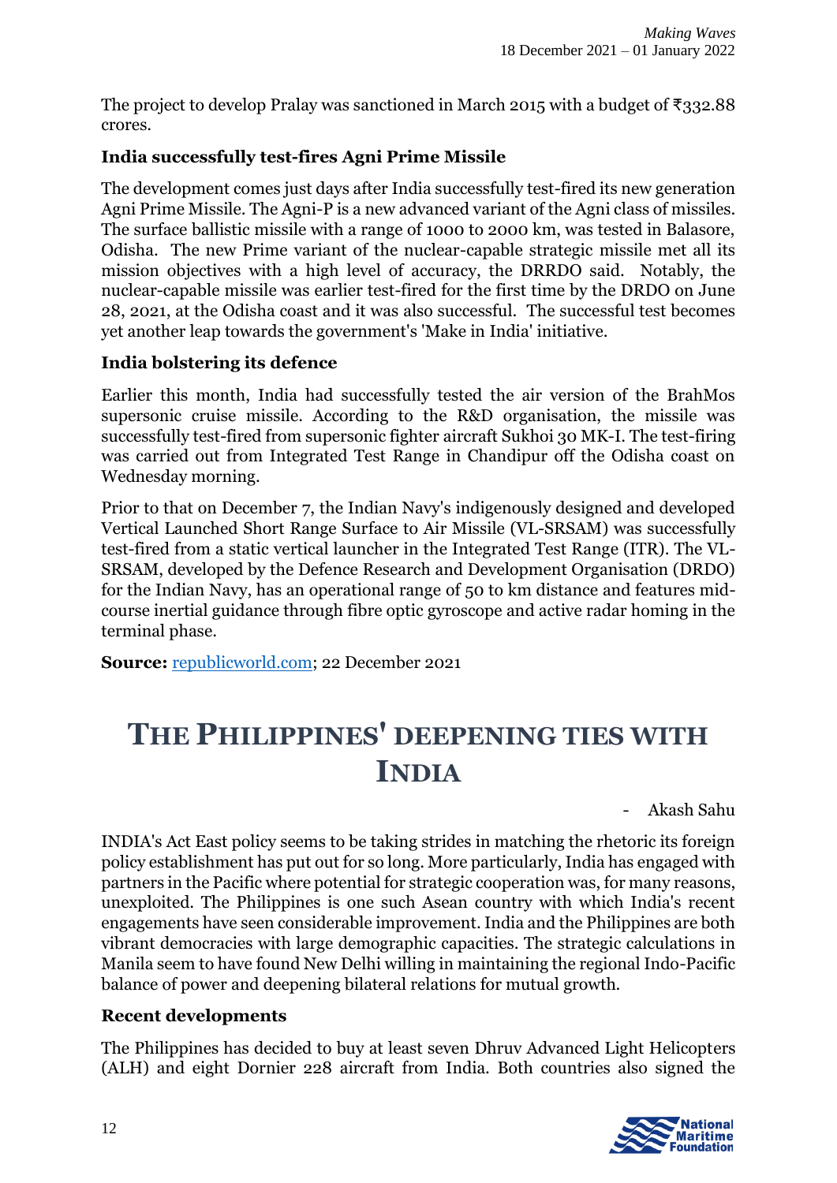The project to develop Pralay was sanctioned in March 2015 with a budget of ₹332.88 crores.

### India successfully test-fires Agni Prime Missile

The development comes just days after India successfully test-fired its new generation Agni Prime Missile. The Agni-P is a new advanced variant of the Agni class of missiles. The surface ballistic missile with a range of 1000 to 2000 km, was tested in Balasore, Odisha. The new Prime variant of the nuclear-capable strategic missile met all its mission objectives with a high level of accuracy, the DRRDO said. Notably, the nuclear-capable missile was earlier test-fired for the first time by the DRDO on June 28, 2021, at the Odisha coast and it was also successful. The successful test becomes yet another leap towards the government's 'Make in India' initiative.

### India bolstering its defence

Earlier this month, India had successfully tested the air version of the BrahMos supersonic cruise missile. According to the R&D organisation, the missile was successfully test-fired from supersonic fighter aircraft Sukhoi 30 MK-I. The test-firing was carried out from Integrated Test Range in Chandipur off the Odisha coast on Wednesday morning.

Prior to that on December 7, the Indian Navy's indigenously designed and developed Vertical Launched Short Range Surface to Air Missile (VL-SRSAM) was successfully test-fired from a static vertical launcher in the Integrated Test Range (ITR). The VL-SRSAM, developed by the Defence Research and Development Organisation (DRDO) for the Indian Navy, has an operational range of 50 to km distance and features mid-course inertial guidance through fibre optic gyroscope and active radar homing in the terminal phase.

**Source:** republicworld.com; 22 December 2021

# The Philippines' deepening ties with India

\- Akash Sahu

INDIA's Act East policy seems to be taking strides in matching the rhetoric its foreign policy establishment has put out for so long. More particularly, India has engaged with partners in the Pacific where potential for strategic cooperation was, for many reasons, unexploited. The Philippines is one such Asean country with which India's recent engagements have seen considerable improvement. India and the Philippines are both vibrant democracies with large demographic capacities. The strategic calculations in Manila seem to have found New Delhi willing in maintaining the regional Indo-Pacific balance of power and deepening bilateral relations for mutual growth.

### Recent developments

The Philippines has decided to buy at least seven Dhruv Advanced Light Helicopters (ALH) and eight Dornier 228 aircraft from India. Both countries also signed the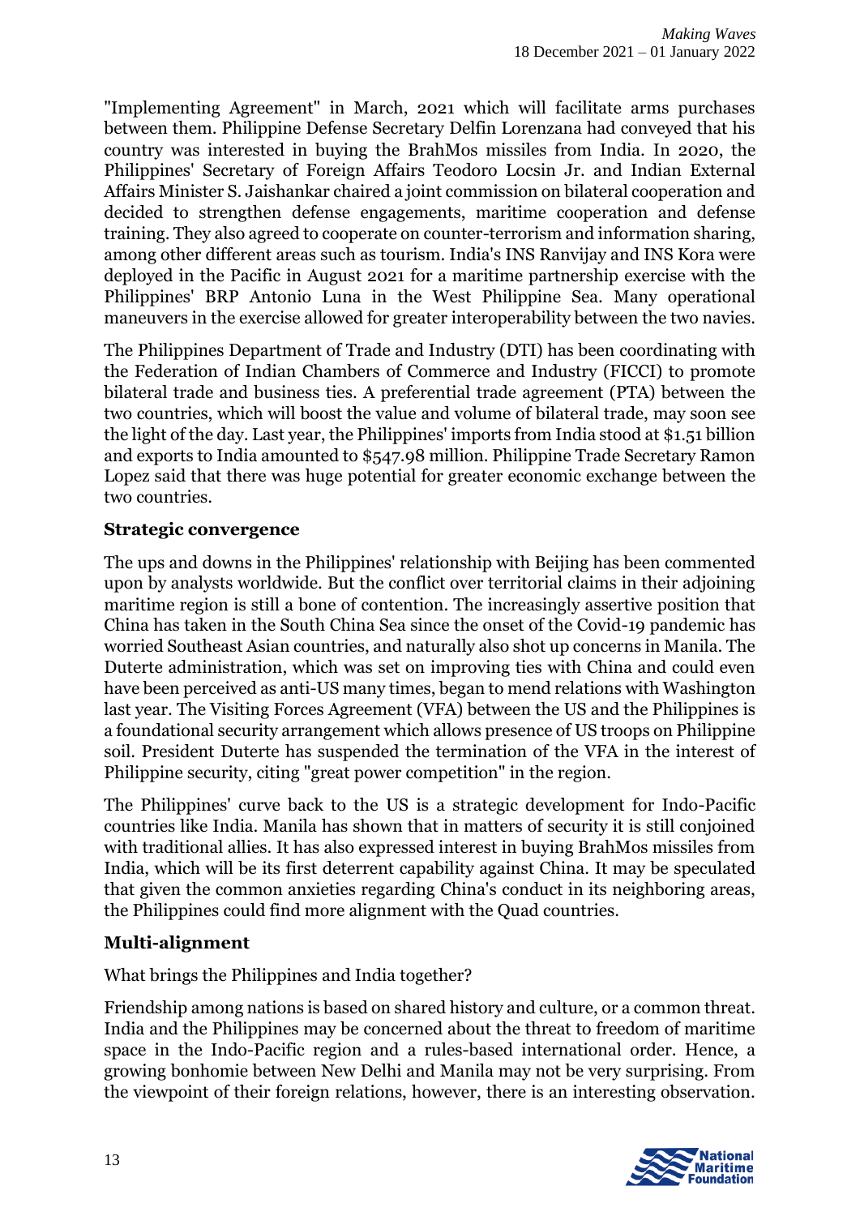"Implementing Agreement" in March, 2021 which will facilitate arms purchases between them. Philippine Defense Secretary Delfin Lorenzana had conveyed that his country was interested in buying the BrahMos missiles from India. In 2020, the Philippines' Secretary of Foreign Affairs Teodoro Locsin Jr. and Indian External Affairs Minister S. Jaishankar chaired a joint commission on bilateral cooperation and decided to strengthen defense engagements, maritime cooperation and defense training. They also agreed to cooperate on counter-terrorism and information sharing, among other different areas such as tourism. India's INS Ranvijay and INS Kora were deployed in the Pacific in August 2021 for a maritime partnership exercise with the Philippines' BRP Antonio Luna in the West Philippine Sea. Many operational maneuvers in the exercise allowed for greater interoperability between the two navies.

The Philippines Department of Trade and Industry (DTI) has been coordinating with the Federation of Indian Chambers of Commerce and Industry (FICCI) to promote bilateral trade and business ties. A preferential trade agreement (PTA) between the two countries, which will boost the value and volume of bilateral trade, may soon see the light of the day. Last year, the Philippines' imports from India stood at $1.51 billion and exports to India amounted to $547.98 million. Philippine Trade Secretary Ramon Lopez said that there was huge potential for greater economic exchange between the two countries.

### Strategic convergence

The ups and downs in the Philippines' relationship with Beijing has been commented upon by analysts worldwide. But the conflict over territorial claims in their adjoining maritime region is still a bone of contention. The increasingly assertive position that China has taken in the South China Sea since the onset of the Covid-19 pandemic has worried Southeast Asian countries, and naturally also shot up concerns in Manila. The Duterte administration, which was set on improving ties with China and could even have been perceived as anti-US many times, began to mend relations with Washington last year. The Visiting Forces Agreement (VFA) between the US and the Philippines is a foundational security arrangement which allows presence of US troops on Philippine soil. President Duterte has suspended the termination of the VFA in the interest of Philippine security, citing "great power competition" in the region.

The Philippines' curve back to the US is a strategic development for Indo-Pacific countries like India. Manila has shown that in matters of security it is still conjoined with traditional allies. It has also expressed interest in buying BrahMos missiles from India, which will be its first deterrent capability against China. It may be speculated that given the common anxieties regarding China's conduct in its neighboring areas, the Philippines could find more alignment with the Quad countries.

### Multi-alignment

What brings the Philippines and India together?

Friendship among nations is based on shared history and culture, or a common threat. India and the Philippines may be concerned about the threat to freedom of maritime space in the Indo-Pacific region and a rules-based international order. Hence, a growing bonhomie between New Delhi and Manila may not be very surprising. From the viewpoint of their foreign relations, however, there is an interesting observation.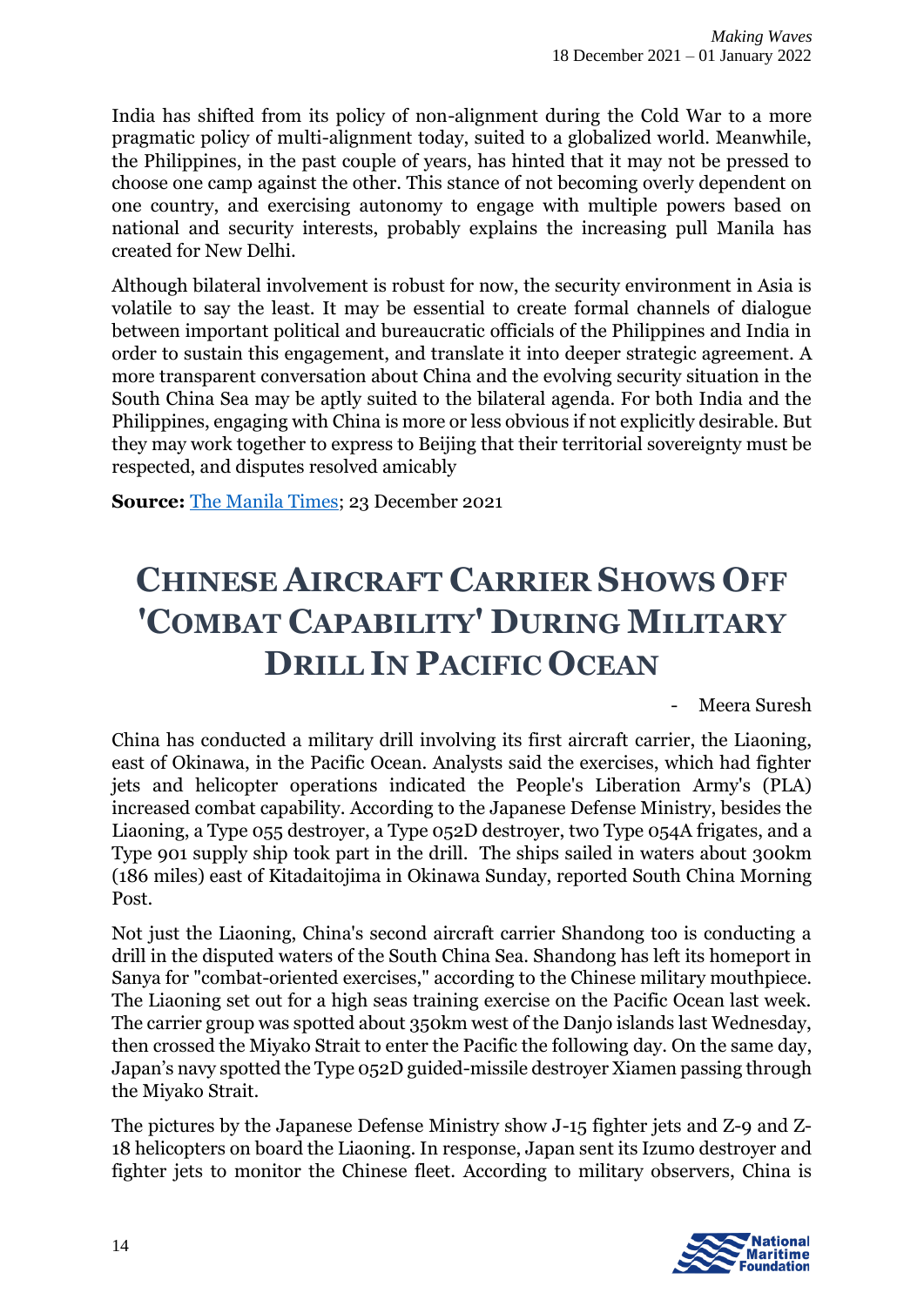India has shifted from its policy of non-alignment during the Cold War to a more pragmatic policy of multi-alignment today, suited to a globalized world. Meanwhile, the Philippines, in the past couple of years, has hinted that it may not be pressed to choose one camp against the other. This stance of not becoming overly dependent on one country, and exercising autonomy to engage with multiple powers based on national and security interests, probably explains the increasing pull Manila has created for New Delhi.

Although bilateral involvement is robust for now, the security environment in Asia is volatile to say the least. It may be essential to create formal channels of dialogue between important political and bureaucratic officials of the Philippines and India in order to sustain this engagement, and translate it into deeper strategic agreement. A more transparent conversation about China and the evolving security situation in the South China Sea may be aptly suited to the bilateral agenda. For both India and the Philippines, engaging with China is more or less obvious if not explicitly desirable. But they may work together to express to Beijing that their territorial sovereignty must be respected, and disputes resolved amicably

**Source:** [The Manila Times](); 23 December 2021

# Chinese Aircraft Carrier Shows Off 'Combat Capability' During Military Drill In Pacific Ocean

- Meera Suresh

China has conducted a military drill involving its first aircraft carrier, the Liaoning, east of Okinawa, in the Pacific Ocean. Analysts said the exercises, which had fighter jets and helicopter operations indicated the People's Liberation Army's (PLA) increased combat capability. According to the Japanese Defense Ministry, besides the Liaoning, a Type 055 destroyer, a Type 052D destroyer, two Type 054A frigates, and a Type 901 supply ship took part in the drill. The ships sailed in waters about 300km (186 miles) east of Kitadaitojima in Okinawa Sunday, reported South China Morning Post.

Not just the Liaoning, China's second aircraft carrier Shandong too is conducting a drill in the disputed waters of the South China Sea. Shandong has left its homeport in Sanya for "combat-oriented exercises," according to the Chinese military mouthpiece. The Liaoning set out for a high seas training exercise on the Pacific Ocean last week. The carrier group was spotted about 350km west of the Danjo islands last Wednesday, then crossed the Miyako Strait to enter the Pacific the following day. On the same day, Japan's navy spotted the Type 052D guided-missile destroyer Xiamen passing through the Miyako Strait.

The pictures by the Japanese Defense Ministry show J-15 fighter jets and Z-9 and Z-18 helicopters on board the Liaoning. In response, Japan sent its Izumo destroyer and fighter jets to monitor the Chinese fleet. According to military observers, China is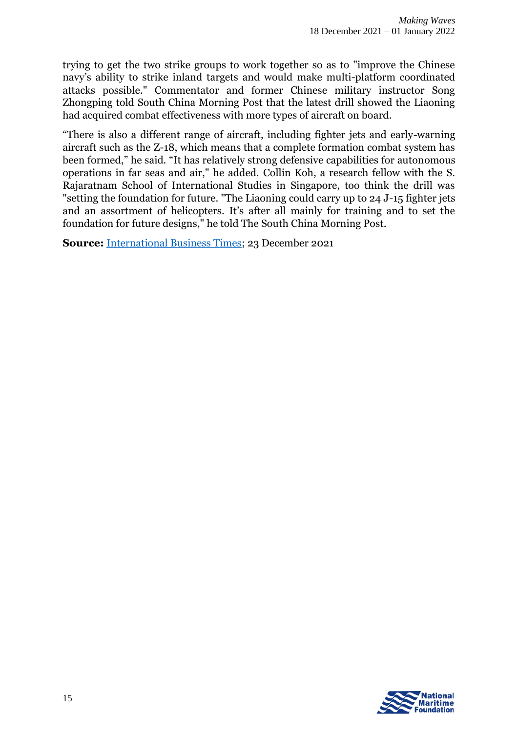trying to get the two strike groups to work together so as to "improve the Chinese navy's ability to strike inland targets and would make multi-platform coordinated attacks possible." Commentator and former Chinese military instructor Song Zhongping told South China Morning Post that the latest drill showed the Liaoning had acquired combat effectiveness with more types of aircraft on board.

"There is also a different range of aircraft, including fighter jets and early-warning aircraft such as the Z-18, which means that a complete formation combat system has been formed," he said. "It has relatively strong defensive capabilities for autonomous operations in far seas and air," he added. Collin Koh, a research fellow with the S. Rajaratnam School of International Studies in Singapore, too think the drill was "setting the foundation for future. "The Liaoning could carry up to 24 J-15 fighter jets and an assortment of helicopters. It's after all mainly for training and to set the foundation for future designs," he told The South China Morning Post.

**Source:** International Business Times; 23 December 2021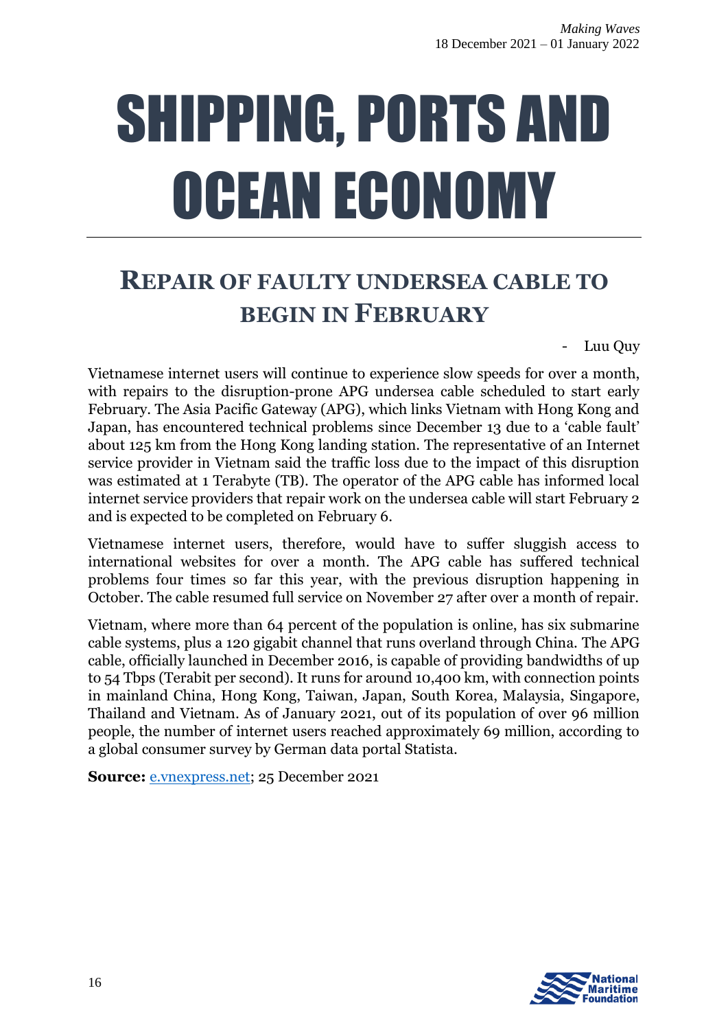# SHIPPING, PORTS AND OCEAN ECONOMY

## REPAIR OF FAULTY UNDERSEA CABLE TO BEGIN IN FEBRUARY

- Luu Quy

Vietnamese internet users will continue to experience slow speeds for over a month, with repairs to the disruption-prone APG undersea cable scheduled to start early February. The Asia Pacific Gateway (APG), which links Vietnam with Hong Kong and Japan, has encountered technical problems since December 13 due to a 'cable fault' about 125 km from the Hong Kong landing station. The representative of an Internet service provider in Vietnam said the traffic loss due to the impact of this disruption was estimated at 1 Terabyte (TB). The operator of the APG cable has informed local internet service providers that repair work on the undersea cable will start February 2 and is expected to be completed on February 6.

Vietnamese internet users, therefore, would have to suffer sluggish access to international websites for over a month. The APG cable has suffered technical problems four times so far this year, with the previous disruption happening in October. The cable resumed full service on November 27 after over a month of repair.

Vietnam, where more than 64 percent of the population is online, has six submarine cable systems, plus a 120 gigabit channel that runs overland through China. The APG cable, officially launched in December 2016, is capable of providing bandwidths of up to 54 Tbps (Terabit per second). It runs for around 10,400 km, with connection points in mainland China, Hong Kong, Taiwan, Japan, South Korea, Malaysia, Singapore, Thailand and Vietnam. As of January 2021, out of its population of over 96 million people, the number of internet users reached approximately 69 million, according to a global consumer survey by German data portal Statista.

**Source:** e.vnexpress.net; 25 December 2021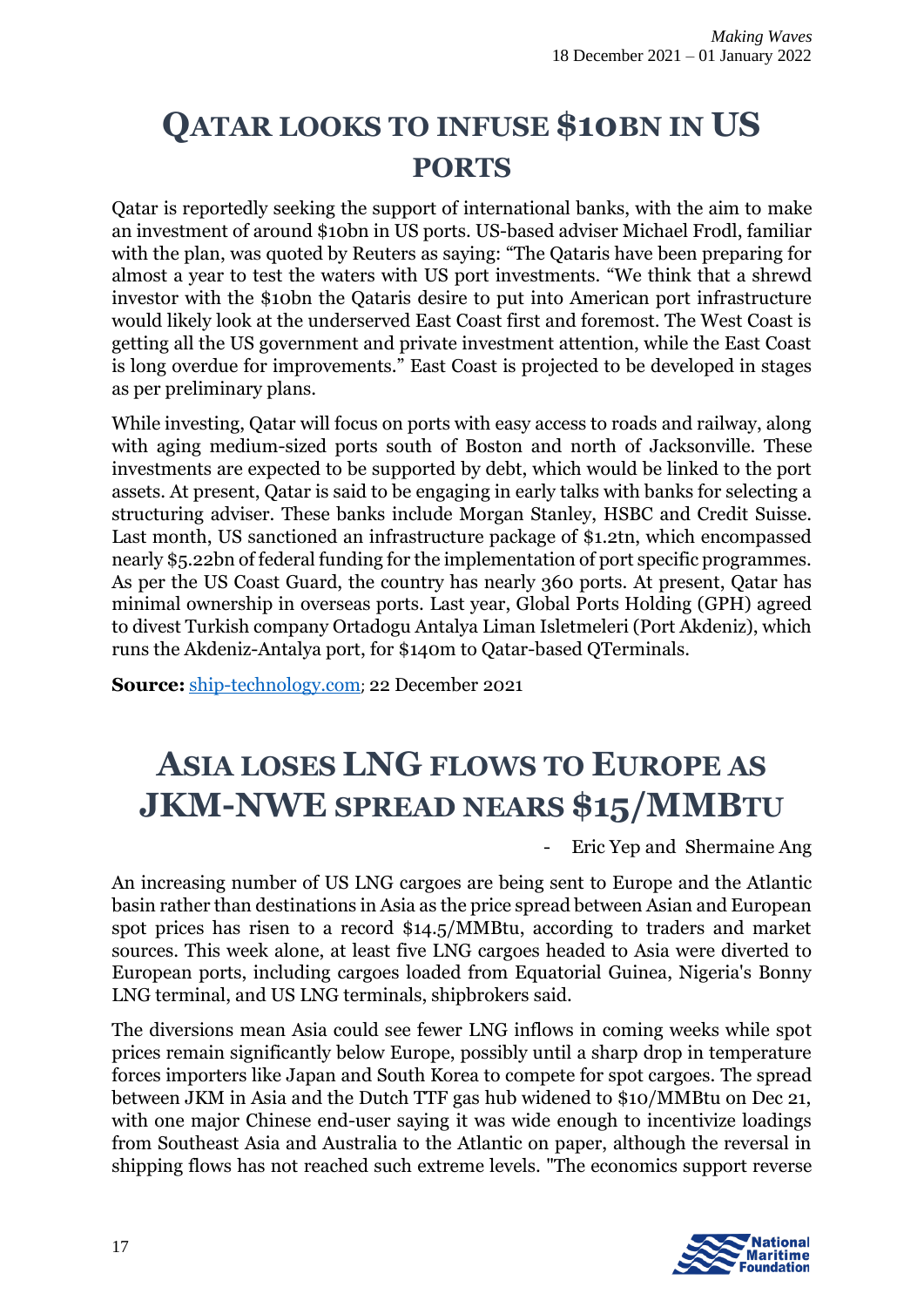# QATAR LOOKS TO INFUSE $10BN IN US PORTS

Qatar is reportedly seeking the support of international banks, with the aim to make an investment of around $10bn in US ports. US-based adviser Michael Frodl, familiar with the plan, was quoted by Reuters as saying: "The Qataris have been preparing for almost a year to test the waters with US port investments. "We think that a shrewd investor with the $10bn the Qataris desire to put into American port infrastructure would likely look at the underserved East Coast first and foremost. The West Coast is getting all the US government and private investment attention, while the East Coast is long overdue for improvements." East Coast is projected to be developed in stages as per preliminary plans.

While investing, Qatar will focus on ports with easy access to roads and railway, along with aging medium-sized ports south of Boston and north of Jacksonville. These investments are expected to be supported by debt, which would be linked to the port assets. At present, Qatar is said to be engaging in early talks with banks for selecting a structuring adviser. These banks include Morgan Stanley, HSBC and Credit Suisse. Last month, US sanctioned an infrastructure package of $1.2tn, which encompassed nearly $5.22bn of federal funding for the implementation of port specific programmes. As per the US Coast Guard, the country has nearly 360 ports. At present, Qatar has minimal ownership in overseas ports. Last year, Global Ports Holding (GPH) agreed to divest Turkish company Ortadogu Antalya Liman Isletmeleri (Port Akdeniz), which runs the Akdeniz-Antalya port, for $140m to Qatar-based QTerminals.

**Source:** ship-technology.com; 22 December 2021

# ASIA LOSES LNG FLOWS TO EUROPE AS JKM-NWE SPREAD NEARS $15/MMBTU

- Eric Yep and Shermaine Ang

An increasing number of US LNG cargoes are being sent to Europe and the Atlantic basin rather than destinations in Asia as the price spread between Asian and European spot prices has risen to a record $14.5/MMBtu, according to traders and market sources. This week alone, at least five LNG cargoes headed to Asia were diverted to European ports, including cargoes loaded from Equatorial Guinea, Nigeria's Bonny LNG terminal, and US LNG terminals, shipbrokers said.

The diversions mean Asia could see fewer LNG inflows in coming weeks while spot prices remain significantly below Europe, possibly until a sharp drop in temperature forces importers like Japan and South Korea to compete for spot cargoes. The spread between JKM in Asia and the Dutch TTF gas hub widened to $10/MMBtu on Dec 21, with one major Chinese end-user saying it was wide enough to incentivize loadings from Southeast Asia and Australia to the Atlantic on paper, although the reversal in shipping flows has not reached such extreme levels. "The economics support reverse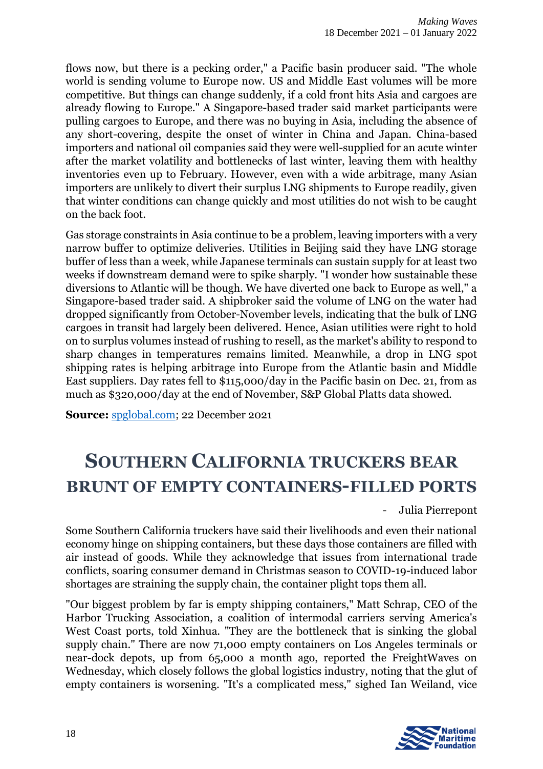flows now, but there is a pecking order," a Pacific basin producer said. "The whole world is sending volume to Europe now. US and Middle East volumes will be more competitive. But things can change suddenly, if a cold front hits Asia and cargoes are already flowing to Europe." A Singapore-based trader said market participants were pulling cargoes to Europe, and there was no buying in Asia, including the absence of any short-covering, despite the onset of winter in China and Japan. China-based importers and national oil companies said they were well-supplied for an acute winter after the market volatility and bottlenecks of last winter, leaving them with healthy inventories even up to February. However, even with a wide arbitrage, many Asian importers are unlikely to divert their surplus LNG shipments to Europe readily, given that winter conditions can change quickly and most utilities do not wish to be caught on the back foot.

Gas storage constraints in Asia continue to be a problem, leaving importers with a very narrow buffer to optimize deliveries. Utilities in Beijing said they have LNG storage buffer of less than a week, while Japanese terminals can sustain supply for at least two weeks if downstream demand were to spike sharply. "I wonder how sustainable these diversions to Atlantic will be though. We have diverted one back to Europe as well," a Singapore-based trader said. A shipbroker said the volume of LNG on the water had dropped significantly from October-November levels, indicating that the bulk of LNG cargoes in transit had largely been delivered. Hence, Asian utilities were right to hold on to surplus volumes instead of rushing to resell, as the market's ability to respond to sharp changes in temperatures remains limited. Meanwhile, a drop in LNG spot shipping rates is helping arbitrage into Europe from the Atlantic basin and Middle East suppliers. Day rates fell to $115,000/day in the Pacific basin on Dec. 21, from as much as $320,000/day at the end of November, S&P Global Platts data showed.

**Source:** spglobal.com; 22 December 2021

# SOUTHERN CALIFORNIA TRUCKERS BEAR BRUNT OF EMPTY CONTAINERS-FILLED PORTS

\- Julia Pierrepont

Some Southern California truckers have said their livelihoods and even their national economy hinge on shipping containers, but these days those containers are filled with air instead of goods. While they acknowledge that issues from international trade conflicts, soaring consumer demand in Christmas season to COVID-19-induced labor shortages are straining the supply chain, the container plight tops them all.

"Our biggest problem by far is empty shipping containers," Matt Schrap, CEO of the Harbor Trucking Association, a coalition of intermodal carriers serving America's West Coast ports, told Xinhua. "They are the bottleneck that is sinking the global supply chain." There are now 71,000 empty containers on Los Angeles terminals or near-dock depots, up from 65,000 a month ago, reported the FreightWaves on Wednesday, which closely follows the global logistics industry, noting that the glut of empty containers is worsening. "It's a complicated mess," sighed Ian Weiland, vice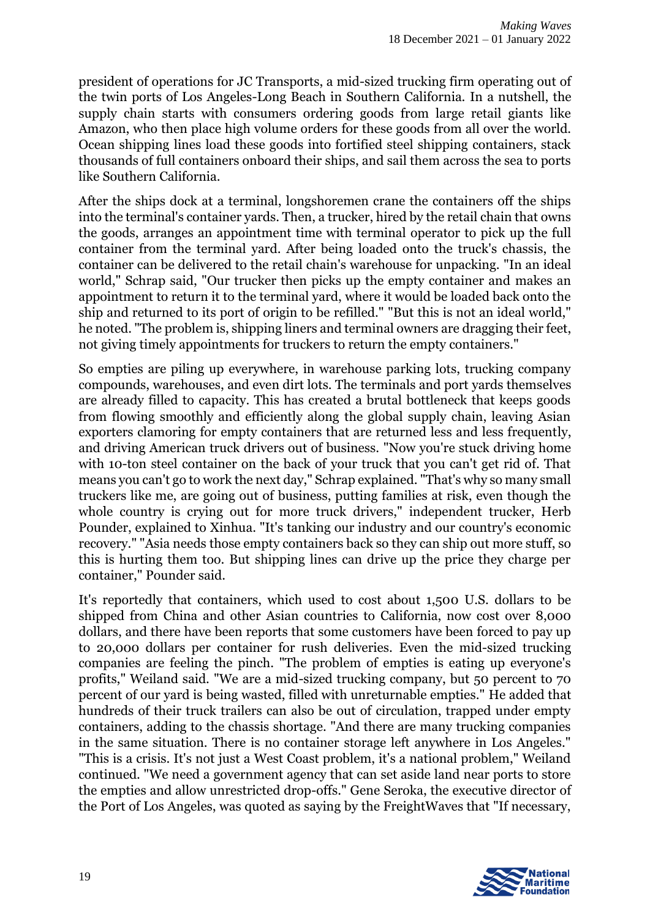president of operations for JC Transports, a mid-sized trucking firm operating out of the twin ports of Los Angeles-Long Beach in Southern California. In a nutshell, the supply chain starts with consumers ordering goods from large retail giants like Amazon, who then place high volume orders for these goods from all over the world. Ocean shipping lines load these goods into fortified steel shipping containers, stack thousands of full containers onboard their ships, and sail them across the sea to ports like Southern California.

After the ships dock at a terminal, longshoremen crane the containers off the ships into the terminal's container yards. Then, a trucker, hired by the retail chain that owns the goods, arranges an appointment time with terminal operator to pick up the full container from the terminal yard. After being loaded onto the truck's chassis, the container can be delivered to the retail chain's warehouse for unpacking. "In an ideal world," Schrap said, "Our trucker then picks up the empty container and makes an appointment to return it to the terminal yard, where it would be loaded back onto the ship and returned to its port of origin to be refilled." "But this is not an ideal world," he noted. "The problem is, shipping liners and terminal owners are dragging their feet, not giving timely appointments for truckers to return the empty containers."

So empties are piling up everywhere, in warehouse parking lots, trucking company compounds, warehouses, and even dirt lots. The terminals and port yards themselves are already filled to capacity. This has created a brutal bottleneck that keeps goods from flowing smoothly and efficiently along the global supply chain, leaving Asian exporters clamoring for empty containers that are returned less and less frequently, and driving American truck drivers out of business. "Now you're stuck driving home with 10-ton steel container on the back of your truck that you can't get rid of. That means you can't go to work the next day," Schrap explained. "That's why so many small truckers like me, are going out of business, putting families at risk, even though the whole country is crying out for more truck drivers," independent trucker, Herb Pounder, explained to Xinhua. "It's tanking our industry and our country's economic recovery." "Asia needs those empty containers back so they can ship out more stuff, so this is hurting them too. But shipping lines can drive up the price they charge per container," Pounder said.

It's reportedly that containers, which used to cost about 1,500 U.S. dollars to be shipped from China and other Asian countries to California, now cost over 8,000 dollars, and there have been reports that some customers have been forced to pay up to 20,000 dollars per container for rush deliveries. Even the mid-sized trucking companies are feeling the pinch. "The problem of empties is eating up everyone's profits," Weiland said. "We are a mid-sized trucking company, but 50 percent to 70 percent of our yard is being wasted, filled with unreturnable empties." He added that hundreds of their truck trailers can also be out of circulation, trapped under empty containers, adding to the chassis shortage. "And there are many trucking companies in the same situation. There is no container storage left anywhere in Los Angeles." "This is a crisis. It's not just a West Coast problem, it's a national problem," Weiland continued. "We need a government agency that can set aside land near ports to store the empties and allow unrestricted drop-offs." Gene Seroka, the executive director of the Port of Los Angeles, was quoted as saying by the FreightWaves that "If necessary,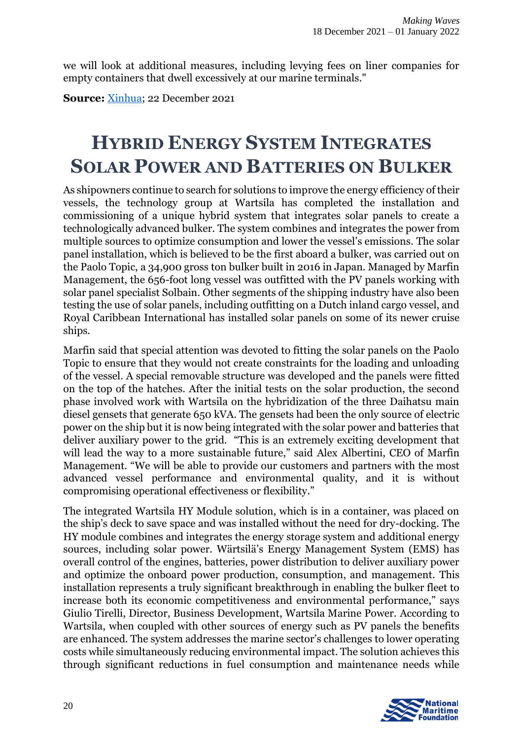we will look at additional measures, including levying fees on liner companies for empty containers that dwell excessively at our marine terminals."

**Source:** Xinhua; 22 December 2021

# HYBRID ENERGY SYSTEM INTEGRATES SOLAR POWER AND BATTERIES ON BULKER

As shipowners continue to search for solutions to improve the energy efficiency of their vessels, the technology group at Wartsila has completed the installation and commissioning of a unique hybrid system that integrates solar panels to create a technologically advanced bulker. The system combines and integrates the power from multiple sources to optimize consumption and lower the vessel's emissions. The solar panel installation, which is believed to be the first aboard a bulker, was carried out on the Paolo Topic, a 34,900 gross ton bulker built in 2016 in Japan. Managed by Marfin Management, the 656-foot long vessel was outfitted with the PV panels working with solar panel specialist Solbain. Other segments of the shipping industry have also been testing the use of solar panels, including outfitting on a Dutch inland cargo vessel, and Royal Caribbean International has installed solar panels on some of its newer cruise ships.

Marfin said that special attention was devoted to fitting the solar panels on the Paolo Topic to ensure that they would not create constraints for the loading and unloading of the vessel. A special removable structure was developed and the panels were fitted on the top of the hatches. After the initial tests on the solar production, the second phase involved work with Wartsila on the hybridization of the three Daihatsu main diesel gensets that generate 650 kVA. The gensets had been the only source of electric power on the ship but it is now being integrated with the solar power and batteries that deliver auxiliary power to the grid. "This is an extremely exciting development that will lead the way to a more sustainable future," said Alex Albertini, CEO of Marfin Management. "We will be able to provide our customers and partners with the most advanced vessel performance and environmental quality, and it is without compromising operational effectiveness or flexibility."

The integrated Wartsila HY Module solution, which is in a container, was placed on the ship's deck to save space and was installed without the need for dry-docking. The HY module combines and integrates the energy storage system and additional energy sources, including solar power. Wärtsilä's Energy Management System (EMS) has overall control of the engines, batteries, power distribution to deliver auxiliary power and optimize the onboard power production, consumption, and management. This installation represents a truly significant breakthrough in enabling the bulker fleet to increase both its economic competitiveness and environmental performance," says Giulio Tirelli, Director, Business Development, Wartsila Marine Power. According to Wartsila, when coupled with other sources of energy such as PV panels the benefits are enhanced. The system addresses the marine sector's challenges to lower operating costs while simultaneously reducing environmental impact. The solution achieves this through significant reductions in fuel consumption and maintenance needs while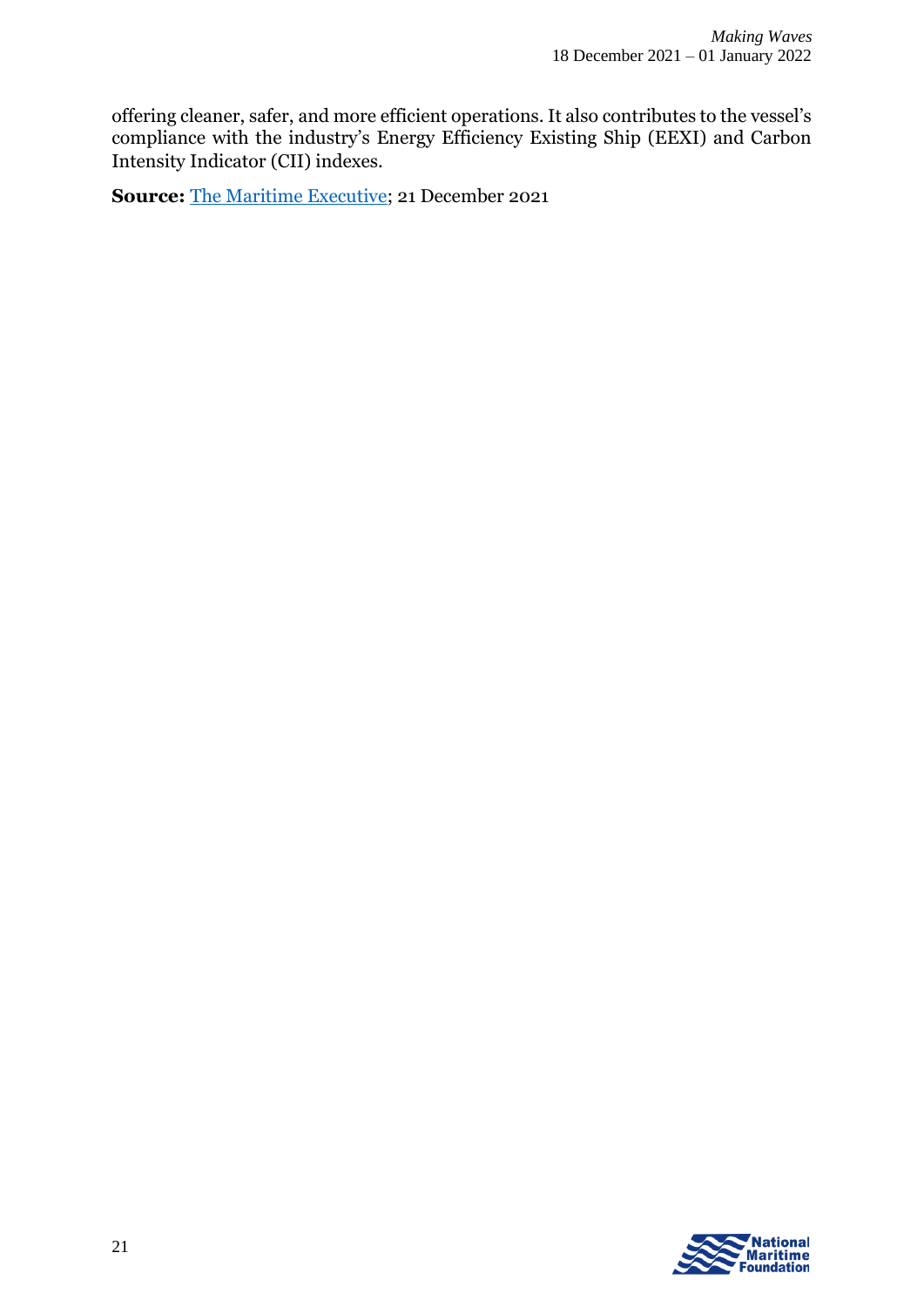offering cleaner, safer, and more efficient operations. It also contributes to the vessel's compliance with the industry's Energy Efficiency Existing Ship (EEXI) and Carbon Intensity Indicator (CII) indexes.

**Source:** The Maritime Executive; 21 December 2021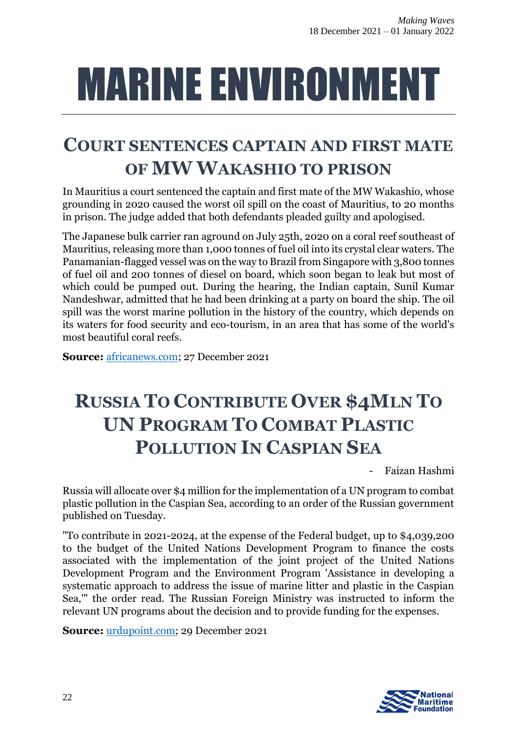# MARINE ENVIRONMENT

## COURT SENTENCES CAPTAIN AND FIRST MATE OF MW WAKASHIO TO PRISON

In Mauritius a court sentenced the captain and first mate of the MW Wakashio, whose grounding in 2020 caused the worst oil spill on the coast of Mauritius, to 20 months in prison. The judge added that both defendants pleaded guilty and apologised.

The Japanese bulk carrier ran aground on July 25th, 2020 on a coral reef southeast of Mauritius, releasing more than 1,000 tonnes of fuel oil into its crystal clear waters. The Panamanian-flagged vessel was on the way to Brazil from Singapore with 3,800 tonnes of fuel oil and 200 tonnes of diesel on board, which soon began to leak but most of which could be pumped out. During the hearing, the Indian captain, Sunil Kumar Nandeshwar, admitted that he had been drinking at a party on board the ship. The oil spill was the worst marine pollution in the history of the country, which depends on its waters for food security and eco-tourism, in an area that has some of the world's most beautiful coral reefs.

**Source:** africanews.com; 27 December 2021

## RUSSIA TO CONTRIBUTE OVER $4MLN TO UN PROGRAM TO COMBAT PLASTIC POLLUTION IN CASPIAN SEA

- Faizan Hashmi

Russia will allocate over $4 million for the implementation of a UN program to combat plastic pollution in the Caspian Sea, according to an order of the Russian government published on Tuesday.

"To contribute in 2021-2024, at the expense of the Federal budget, up to $4,039,200 to the budget of the United Nations Development Program to finance the costs associated with the implementation of the joint project of the United Nations Development Program and the Environment Program 'Assistance in developing a systematic approach to address the issue of marine litter and plastic in the Caspian Sea,'" the order read. The Russian Foreign Ministry was instructed to inform the relevant UN programs about the decision and to provide funding for the expenses.

**Source:** urdupoint.com; 29 December 2021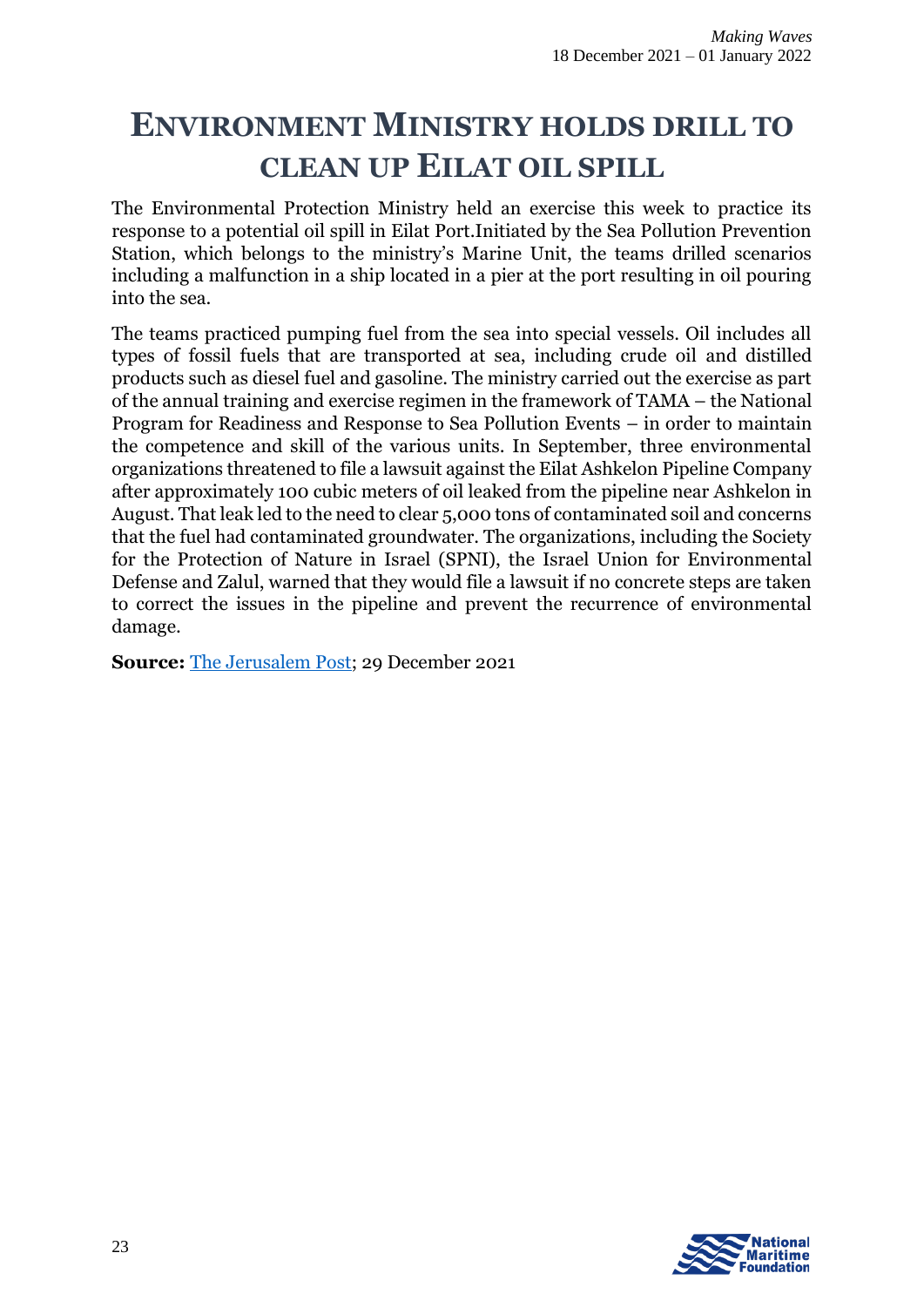# ENVIRONMENT MINISTRY HOLDS DRILL TO CLEAN UP EILAT OIL SPILL

The Environmental Protection Ministry held an exercise this week to practice its response to a potential oil spill in Eilat Port.Initiated by the Sea Pollution Prevention Station, which belongs to the ministry's Marine Unit, the teams drilled scenarios including a malfunction in a ship located in a pier at the port resulting in oil pouring into the sea.

The teams practiced pumping fuel from the sea into special vessels. Oil includes all types of fossil fuels that are transported at sea, including crude oil and distilled products such as diesel fuel and gasoline. The ministry carried out the exercise as part of the annual training and exercise regimen in the framework of TAMA – the National Program for Readiness and Response to Sea Pollution Events – in order to maintain the competence and skill of the various units. In September, three environmental organizations threatened to file a lawsuit against the Eilat Ashkelon Pipeline Company after approximately 100 cubic meters of oil leaked from the pipeline near Ashkelon in August. That leak led to the need to clear 5,000 tons of contaminated soil and concerns that the fuel had contaminated groundwater. The organizations, including the Society for the Protection of Nature in Israel (SPNI), the Israel Union for Environmental Defense and Zalul, warned that they would file a lawsuit if no concrete steps are taken to correct the issues in the pipeline and prevent the recurrence of environmental damage.

**Source:** The Jerusalem Post; 29 December 2021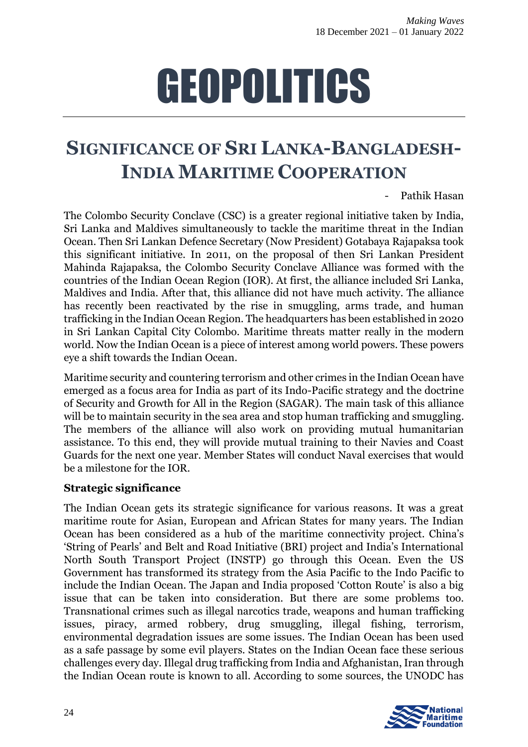# GEOPOLITICS

## SIGNIFICANCE OF SRI LANKA-BANGLADESH-INDIA MARITIME COOPERATION

- Pathik Hasan

The Colombo Security Conclave (CSC) is a greater regional initiative taken by India, Sri Lanka and Maldives simultaneously to tackle the maritime threat in the Indian Ocean. Then Sri Lankan Defence Secretary (Now President) Gotabaya Rajapaksa took this significant initiative. In 2011, on the proposal of then Sri Lankan President Mahinda Rajapaksa, the Colombo Security Conclave Alliance was formed with the countries of the Indian Ocean Region (IOR). At first, the alliance included Sri Lanka, Maldives and India. After that, this alliance did not have much activity. The alliance has recently been reactivated by the rise in smuggling, arms trade, and human trafficking in the Indian Ocean Region. The headquarters has been established in 2020 in Sri Lankan Capital City Colombo. Maritime threats matter really in the modern world. Now the Indian Ocean is a piece of interest among world powers. These powers eye a shift towards the Indian Ocean.

Maritime security and countering terrorism and other crimes in the Indian Ocean have emerged as a focus area for India as part of its Indo-Pacific strategy and the doctrine of Security and Growth for All in the Region (SAGAR). The main task of this alliance will be to maintain security in the sea area and stop human trafficking and smuggling. The members of the alliance will also work on providing mutual humanitarian assistance. To this end, they will provide mutual training to their Navies and Coast Guards for the next one year. Member States will conduct Naval exercises that would be a milestone for the IOR.

**Strategic significance**

The Indian Ocean gets its strategic significance for various reasons. It was a great maritime route for Asian, European and African States for many years. The Indian Ocean has been considered as a hub of the maritime connectivity project. China's 'String of Pearls' and Belt and Road Initiative (BRI) project and India's International North South Transport Project (INSTP) go through this Ocean. Even the US Government has transformed its strategy from the Asia Pacific to the Indo Pacific to include the Indian Ocean. The Japan and India proposed 'Cotton Route' is also a big issue that can be taken into consideration. But there are some problems too. Transnational crimes such as illegal narcotics trade, weapons and human trafficking issues, piracy, armed robbery, drug smuggling, illegal fishing, terrorism, environmental degradation issues are some issues. The Indian Ocean has been used as a safe passage by some evil players. States on the Indian Ocean face these serious challenges every day. Illegal drug trafficking from India and Afghanistan, Iran through the Indian Ocean route is known to all. According to some sources, the UNODC has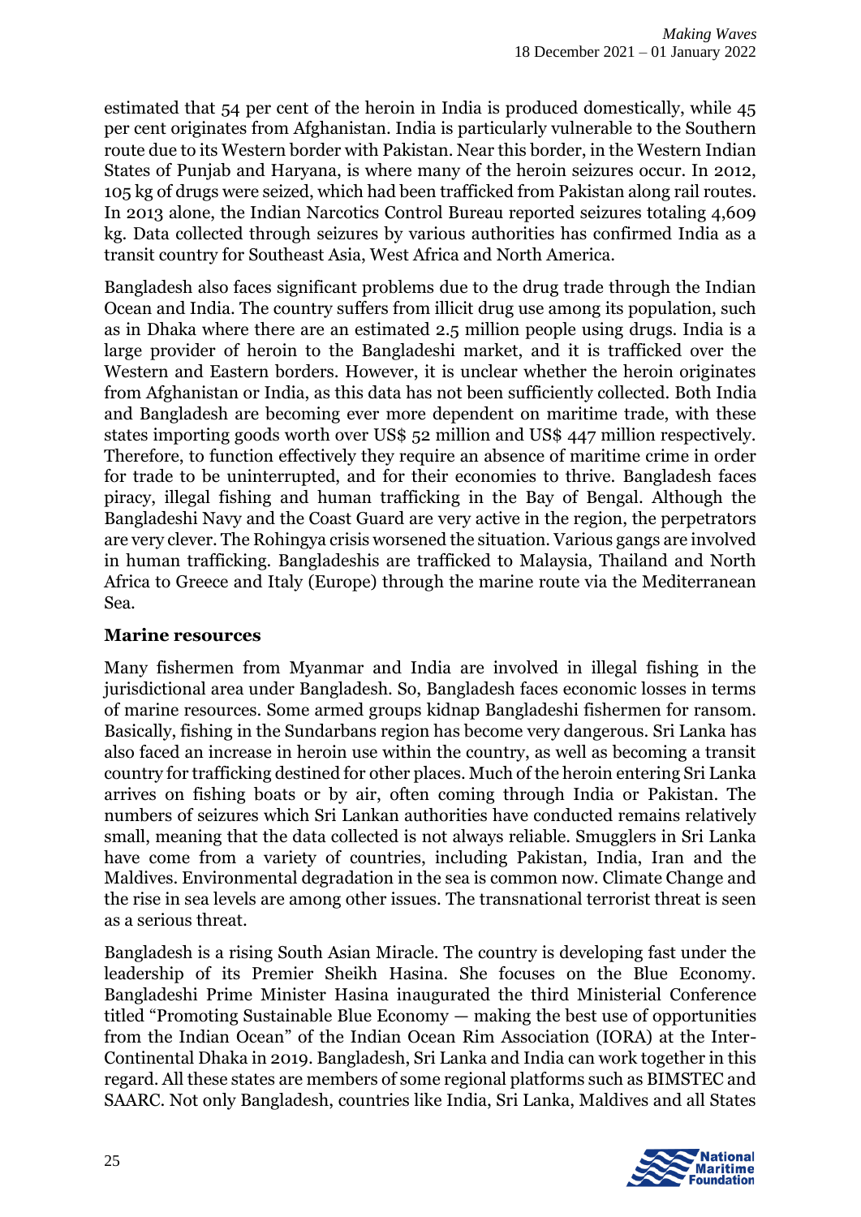estimated that 54 per cent of the heroin in India is produced domestically, while 45 per cent originates from Afghanistan. India is particularly vulnerable to the Southern route due to its Western border with Pakistan. Near this border, in the Western Indian States of Punjab and Haryana, is where many of the heroin seizures occur. In 2012, 105 kg of drugs were seized, which had been trafficked from Pakistan along rail routes. In 2013 alone, the Indian Narcotics Control Bureau reported seizures totaling 4,609 kg. Data collected through seizures by various authorities has confirmed India as a transit country for Southeast Asia, West Africa and North America.

Bangladesh also faces significant problems due to the drug trade through the Indian Ocean and India. The country suffers from illicit drug use among its population, such as in Dhaka where there are an estimated 2.5 million people using drugs. India is a large provider of heroin to the Bangladeshi market, and it is trafficked over the Western and Eastern borders. However, it is unclear whether the heroin originates from Afghanistan or India, as this data has not been sufficiently collected. Both India and Bangladesh are becoming ever more dependent on maritime trade, with these states importing goods worth over US$ 52 million and US$ 447 million respectively. Therefore, to function effectively they require an absence of maritime crime in order for trade to be uninterrupted, and for their economies to thrive. Bangladesh faces piracy, illegal fishing and human trafficking in the Bay of Bengal. Although the Bangladeshi Navy and the Coast Guard are very active in the region, the perpetrators are very clever. The Rohingya crisis worsened the situation. Various gangs are involved in human trafficking. Bangladeshis are trafficked to Malaysia, Thailand and North Africa to Greece and Italy (Europe) through the marine route via the Mediterranean Sea.

**Marine resources**

Many fishermen from Myanmar and India are involved in illegal fishing in the jurisdictional area under Bangladesh. So, Bangladesh faces economic losses in terms of marine resources. Some armed groups kidnap Bangladeshi fishermen for ransom. Basically, fishing in the Sundarbans region has become very dangerous. Sri Lanka has also faced an increase in heroin use within the country, as well as becoming a transit country for trafficking destined for other places. Much of the heroin entering Sri Lanka arrives on fishing boats or by air, often coming through India or Pakistan. The numbers of seizures which Sri Lankan authorities have conducted remains relatively small, meaning that the data collected is not always reliable. Smugglers in Sri Lanka have come from a variety of countries, including Pakistan, India, Iran and the Maldives. Environmental degradation in the sea is common now. Climate Change and the rise in sea levels are among other issues. The transnational terrorist threat is seen as a serious threat.

Bangladesh is a rising South Asian Miracle. The country is developing fast under the leadership of its Premier Sheikh Hasina. She focuses on the Blue Economy. Bangladeshi Prime Minister Hasina inaugurated the third Ministerial Conference titled "Promoting Sustainable Blue Economy — making the best use of opportunities from the Indian Ocean" of the Indian Ocean Rim Association (IORA) at the Inter-Continental Dhaka in 2019. Bangladesh, Sri Lanka and India can work together in this regard. All these states are members of some regional platforms such as BIMSTEC and SAARC. Not only Bangladesh, countries like India, Sri Lanka, Maldives and all States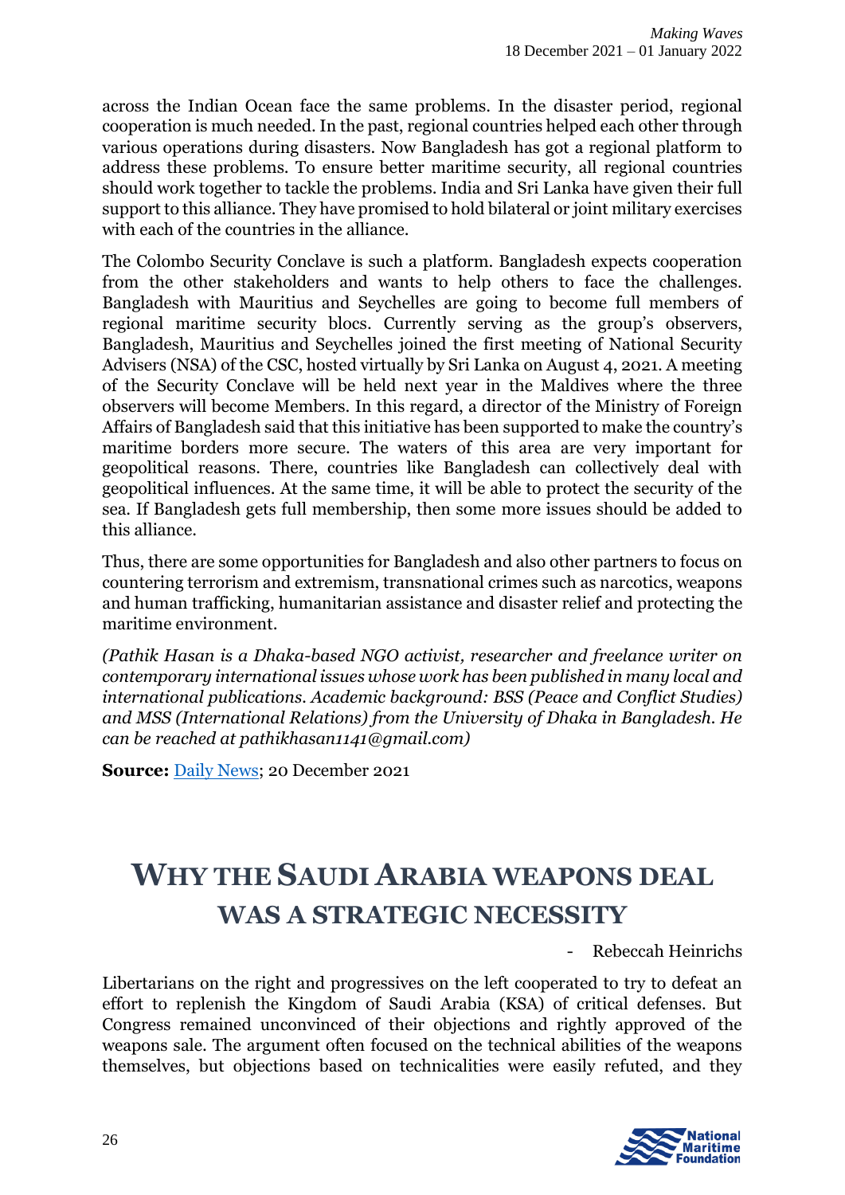across the Indian Ocean face the same problems. In the disaster period, regional cooperation is much needed. In the past, regional countries helped each other through various operations during disasters. Now Bangladesh has got a regional platform to address these problems. To ensure better maritime security, all regional countries should work together to tackle the problems. India and Sri Lanka have given their full support to this alliance. They have promised to hold bilateral or joint military exercises with each of the countries in the alliance.

The Colombo Security Conclave is such a platform. Bangladesh expects cooperation from the other stakeholders and wants to help others to face the challenges. Bangladesh with Mauritius and Seychelles are going to become full members of regional maritime security blocs. Currently serving as the group's observers, Bangladesh, Mauritius and Seychelles joined the first meeting of National Security Advisers (NSA) of the CSC, hosted virtually by Sri Lanka on August 4, 2021. A meeting of the Security Conclave will be held next year in the Maldives where the three observers will become Members. In this regard, a director of the Ministry of Foreign Affairs of Bangladesh said that this initiative has been supported to make the country's maritime borders more secure. The waters of this area are very important for geopolitical reasons. There, countries like Bangladesh can collectively deal with geopolitical influences. At the same time, it will be able to protect the security of the sea. If Bangladesh gets full membership, then some more issues should be added to this alliance.

Thus, there are some opportunities for Bangladesh and also other partners to focus on countering terrorism and extremism, transnational crimes such as narcotics, weapons and human trafficking, humanitarian assistance and disaster relief and protecting the maritime environment.

*(Pathik Hasan is a Dhaka-based NGO activist, researcher and freelance writer on contemporary international issues whose work has been published in many local and international publications. Academic background: BSS (Peace and Conflict Studies) and MSS (International Relations) from the University of Dhaka in Bangladesh. He can be reached at pathikhasan1141@gmail.com)*

**Source:** Daily News; 20 December 2021

# WHY THE SAUDI ARABIA WEAPONS DEAL WAS A STRATEGIC NECESSITY

- Rebeccah Heinrichs

Libertarians on the right and progressives on the left cooperated to try to defeat an effort to replenish the Kingdom of Saudi Arabia (KSA) of critical defenses. But Congress remained unconvinced of their objections and rightly approved of the weapons sale. The argument often focused on the technical abilities of the weapons themselves, but objections based on technicalities were easily refuted, and they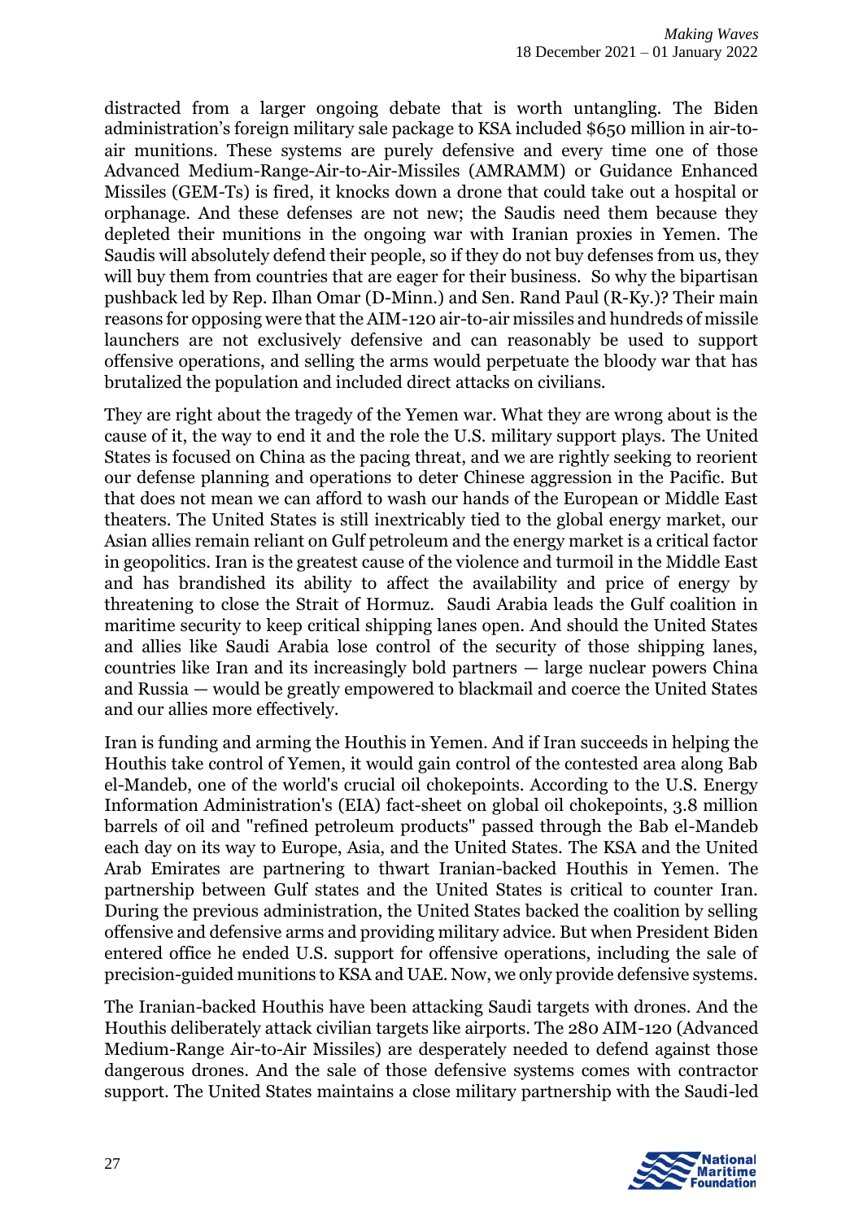distracted from a larger ongoing debate that is worth untangling. The Biden administration's foreign military sale package to KSA included $650 million in air-to-air munitions. These systems are purely defensive and every time one of those Advanced Medium-Range-Air-to-Air-Missiles (AMRAMM) or Guidance Enhanced Missiles (GEM-Ts) is fired, it knocks down a drone that could take out a hospital or orphanage. And these defenses are not new; the Saudis need them because they depleted their munitions in the ongoing war with Iranian proxies in Yemen. The Saudis will absolutely defend their people, so if they do not buy defenses from us, they will buy them from countries that are eager for their business. So why the bipartisan pushback led by Rep. Ilhan Omar (D-Minn.) and Sen. Rand Paul (R-Ky.)? Their main reasons for opposing were that the AIM-120 air-to-air missiles and hundreds of missile launchers are not exclusively defensive and can reasonably be used to support offensive operations, and selling the arms would perpetuate the bloody war that has brutalized the population and included direct attacks on civilians.

They are right about the tragedy of the Yemen war. What they are wrong about is the cause of it, the way to end it and the role the U.S. military support plays. The United States is focused on China as the pacing threat, and we are rightly seeking to reorient our defense planning and operations to deter Chinese aggression in the Pacific. But that does not mean we can afford to wash our hands of the European or Middle East theaters. The United States is still inextricably tied to the global energy market, our Asian allies remain reliant on Gulf petroleum and the energy market is a critical factor in geopolitics. Iran is the greatest cause of the violence and turmoil in the Middle East and has brandished its ability to affect the availability and price of energy by threatening to close the Strait of Hormuz. Saudi Arabia leads the Gulf coalition in maritime security to keep critical shipping lanes open. And should the United States and allies like Saudi Arabia lose control of the security of those shipping lanes, countries like Iran and its increasingly bold partners — large nuclear powers China and Russia — would be greatly empowered to blackmail and coerce the United States and our allies more effectively.

Iran is funding and arming the Houthis in Yemen. And if Iran succeeds in helping the Houthis take control of Yemen, it would gain control of the contested area along Bab el-Mandeb, one of the world's crucial oil chokepoints. According to the U.S. Energy Information Administration's (EIA) fact-sheet on global oil chokepoints, 3.8 million barrels of oil and "refined petroleum products" passed through the Bab el-Mandeb each day on its way to Europe, Asia, and the United States. The KSA and the United Arab Emirates are partnering to thwart Iranian-backed Houthis in Yemen. The partnership between Gulf states and the United States is critical to counter Iran. During the previous administration, the United States backed the coalition by selling offensive and defensive arms and providing military advice. But when President Biden entered office he ended U.S. support for offensive operations, including the sale of precision-guided munitions to KSA and UAE. Now, we only provide defensive systems.

The Iranian-backed Houthis have been attacking Saudi targets with drones. And the Houthis deliberately attack civilian targets like airports. The 280 AIM-120 (Advanced Medium-Range Air-to-Air Missiles) are desperately needed to defend against those dangerous drones. And the sale of those defensive systems comes with contractor support. The United States maintains a close military partnership with the Saudi-led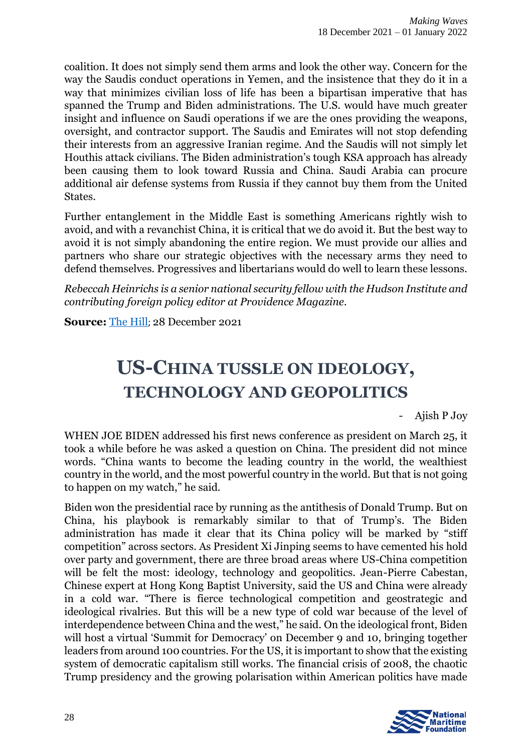coalition. It does not simply send them arms and look the other way. Concern for the way the Saudis conduct operations in Yemen, and the insistence that they do it in a way that minimizes civilian loss of life has been a bipartisan imperative that has spanned the Trump and Biden administrations. The U.S. would have much greater insight and influence on Saudi operations if we are the ones providing the weapons, oversight, and contractor support. The Saudis and Emirates will not stop defending their interests from an aggressive Iranian regime. And the Saudis will not simply let Houthis attack civilians. The Biden administration's tough KSA approach has already been causing them to look toward Russia and China. Saudi Arabia can procure additional air defense systems from Russia if they cannot buy them from the United States.

Further entanglement in the Middle East is something Americans rightly wish to avoid, and with a revanchist China, it is critical that we do avoid it. But the best way to avoid it is not simply abandoning the entire region. We must provide our allies and partners who share our strategic objectives with the necessary arms they need to defend themselves. Progressives and libertarians would do well to learn these lessons.

*Rebeccah Heinrichs is a senior national security fellow with the Hudson Institute and contributing foreign policy editor at Providence Magazine.*

**Source:** The Hill; 28 December 2021

# US-CHINA TUSSLE ON IDEOLOGY, TECHNOLOGY AND GEOPOLITICS

- Ajish P Joy

WHEN JOE BIDEN addressed his first news conference as president on March 25, it took a while before he was asked a question on China. The president did not mince words. "China wants to become the leading country in the world, the wealthiest country in the world, and the most powerful country in the world. But that is not going to happen on my watch," he said.

Biden won the presidential race by running as the antithesis of Donald Trump. But on China, his playbook is remarkably similar to that of Trump's. The Biden administration has made it clear that its China policy will be marked by "stiff competition" across sectors. As President Xi Jinping seems to have cemented his hold over party and government, there are three broad areas where US-China competition will be felt the most: ideology, technology and geopolitics. Jean-Pierre Cabestan, Chinese expert at Hong Kong Baptist University, said the US and China were already in a cold war. "There is fierce technological competition and geostrategic and ideological rivalries. But this will be a new type of cold war because of the level of interdependence between China and the west," he said. On the ideological front, Biden will host a virtual 'Summit for Democracy' on December 9 and 10, bringing together leaders from around 100 countries. For the US, it is important to show that the existing system of democratic capitalism still works. The financial crisis of 2008, the chaotic Trump presidency and the growing polarisation within American politics have made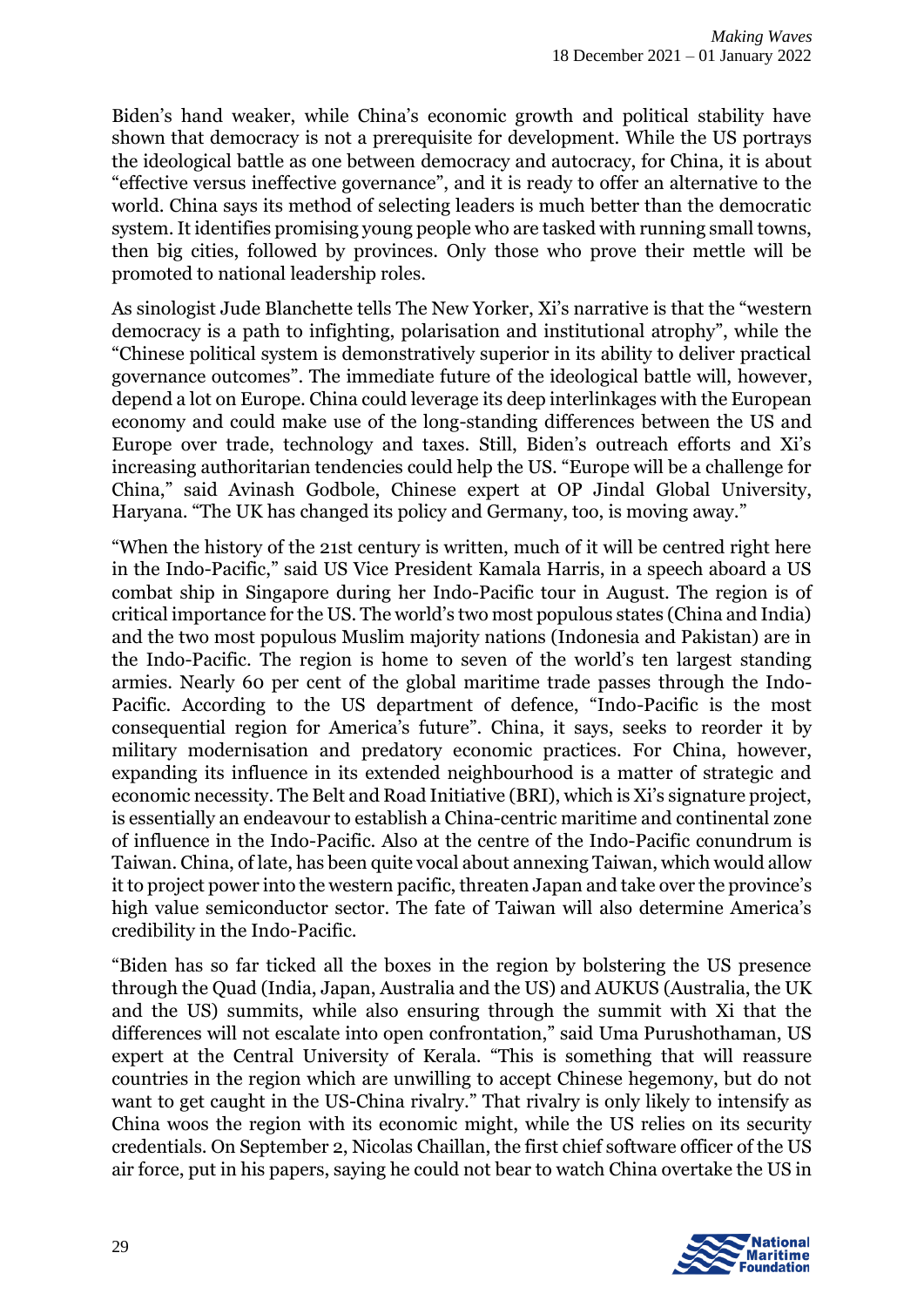Biden's hand weaker, while China's economic growth and political stability have shown that democracy is not a prerequisite for development. While the US portrays the ideological battle as one between democracy and autocracy, for China, it is about "effective versus ineffective governance", and it is ready to offer an alternative to the world. China says its method of selecting leaders is much better than the democratic system. It identifies promising young people who are tasked with running small towns, then big cities, followed by provinces. Only those who prove their mettle will be promoted to national leadership roles.

As sinologist Jude Blanchette tells The New Yorker, Xi's narrative is that the "western democracy is a path to infighting, polarisation and institutional atrophy", while the "Chinese political system is demonstratively superior in its ability to deliver practical governance outcomes". The immediate future of the ideological battle will, however, depend a lot on Europe. China could leverage its deep interlinkages with the European economy and could make use of the long-standing differences between the US and Europe over trade, technology and taxes. Still, Biden's outreach efforts and Xi's increasing authoritarian tendencies could help the US. "Europe will be a challenge for China," said Avinash Godbole, Chinese expert at OP Jindal Global University, Haryana. "The UK has changed its policy and Germany, too, is moving away."

"When the history of the 21st century is written, much of it will be centred right here in the Indo-Pacific," said US Vice President Kamala Harris, in a speech aboard a US combat ship in Singapore during her Indo-Pacific tour in August. The region is of critical importance for the US. The world's two most populous states (China and India) and the two most populous Muslim majority nations (Indonesia and Pakistan) are in the Indo-Pacific. The region is home to seven of the world's ten largest standing armies. Nearly 60 per cent of the global maritime trade passes through the Indo-Pacific. According to the US department of defence, "Indo-Pacific is the most consequential region for America's future". China, it says, seeks to reorder it by military modernisation and predatory economic practices. For China, however, expanding its influence in its extended neighbourhood is a matter of strategic and economic necessity. The Belt and Road Initiative (BRI), which is Xi's signature project, is essentially an endeavour to establish a China-centric maritime and continental zone of influence in the Indo-Pacific. Also at the centre of the Indo-Pacific conundrum is Taiwan. China, of late, has been quite vocal about annexing Taiwan, which would allow it to project power into the western pacific, threaten Japan and take over the province's high value semiconductor sector. The fate of Taiwan will also determine America's credibility in the Indo-Pacific.

"Biden has so far ticked all the boxes in the region by bolstering the US presence through the Quad (India, Japan, Australia and the US) and AUKUS (Australia, the UK and the US) summits, while also ensuring through the summit with Xi that the differences will not escalate into open confrontation," said Uma Purushothaman, US expert at the Central University of Kerala. "This is something that will reassure countries in the region which are unwilling to accept Chinese hegemony, but do not want to get caught in the US-China rivalry." That rivalry is only likely to intensify as China woos the region with its economic might, while the US relies on its security credentials. On September 2, Nicolas Chaillan, the first chief software officer of the US air force, put in his papers, saying he could not bear to watch China overtake the US in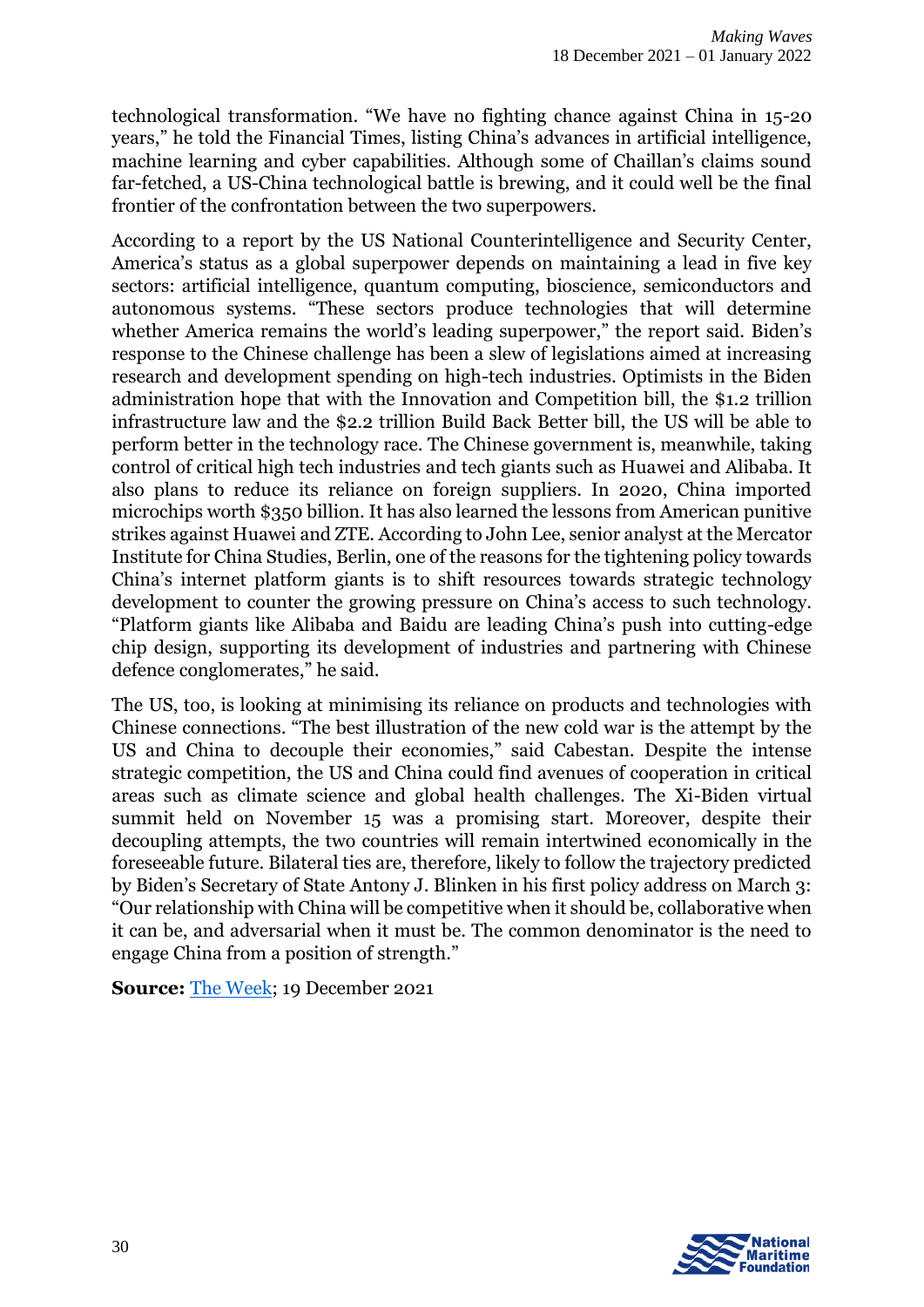technological transformation. "We have no fighting chance against China in 15-20 years," he told the Financial Times, listing China's advances in artificial intelligence, machine learning and cyber capabilities. Although some of Chaillan's claims sound far-fetched, a US-China technological battle is brewing, and it could well be the final frontier of the confrontation between the two superpowers.

According to a report by the US National Counterintelligence and Security Center, America's status as a global superpower depends on maintaining a lead in five key sectors: artificial intelligence, quantum computing, bioscience, semiconductors and autonomous systems. "These sectors produce technologies that will determine whether America remains the world's leading superpower," the report said. Biden's response to the Chinese challenge has been a slew of legislations aimed at increasing research and development spending on high-tech industries. Optimists in the Biden administration hope that with the Innovation and Competition bill, the $1.2 trillion infrastructure law and the $2.2 trillion Build Back Better bill, the US will be able to perform better in the technology race. The Chinese government is, meanwhile, taking control of critical high tech industries and tech giants such as Huawei and Alibaba. It also plans to reduce its reliance on foreign suppliers. In 2020, China imported microchips worth $350 billion. It has also learned the lessons from American punitive strikes against Huawei and ZTE. According to John Lee, senior analyst at the Mercator Institute for China Studies, Berlin, one of the reasons for the tightening policy towards China's internet platform giants is to shift resources towards strategic technology development to counter the growing pressure on China's access to such technology. "Platform giants like Alibaba and Baidu are leading China's push into cutting-edge chip design, supporting its development of industries and partnering with Chinese defence conglomerates," he said.

The US, too, is looking at minimising its reliance on products and technologies with Chinese connections. "The best illustration of the new cold war is the attempt by the US and China to decouple their economies," said Cabestan. Despite the intense strategic competition, the US and China could find avenues of cooperation in critical areas such as climate science and global health challenges. The Xi-Biden virtual summit held on November 15 was a promising start. Moreover, despite their decoupling attempts, the two countries will remain intertwined economically in the foreseeable future. Bilateral ties are, therefore, likely to follow the trajectory predicted by Biden's Secretary of State Antony J. Blinken in his first policy address on March 3: "Our relationship with China will be competitive when it should be, collaborative when it can be, and adversarial when it must be. The common denominator is the need to engage China from a position of strength."

**Source:** The Week; 19 December 2021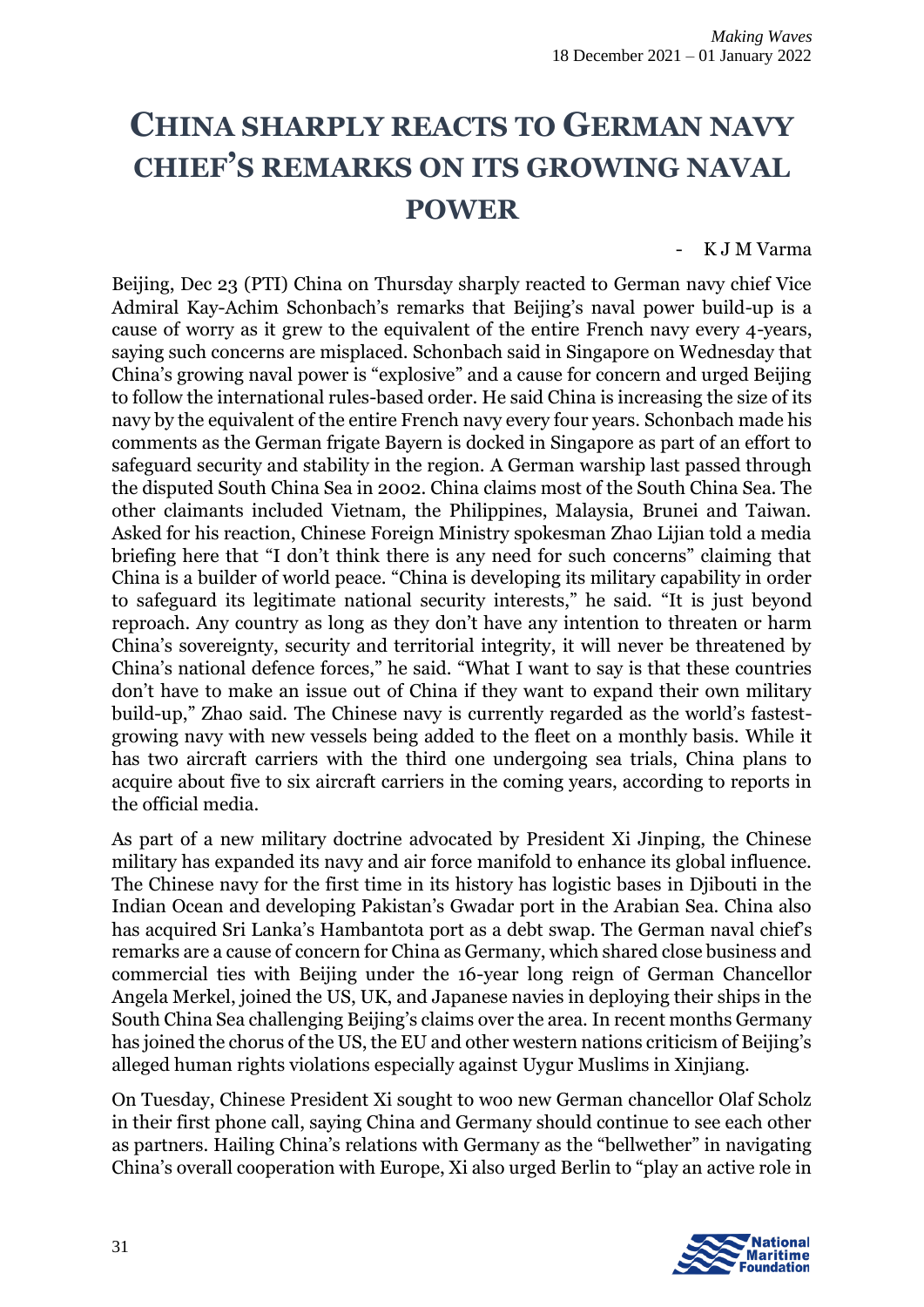# CHINA SHARPLY REACTS TO GERMAN NAVY CHIEF'S REMARKS ON ITS GROWING NAVAL POWER

- K J M Varma

Beijing, Dec 23 (PTI) China on Thursday sharply reacted to German navy chief Vice Admiral Kay-Achim Schonbach's remarks that Beijing's naval power build-up is a cause of worry as it grew to the equivalent of the entire French navy every 4-years, saying such concerns are misplaced. Schonbach said in Singapore on Wednesday that China's growing naval power is "explosive" and a cause for concern and urged Beijing to follow the international rules-based order. He said China is increasing the size of its navy by the equivalent of the entire French navy every four years. Schonbach made his comments as the German frigate Bayern is docked in Singapore as part of an effort to safeguard security and stability in the region. A German warship last passed through the disputed South China Sea in 2002. China claims most of the South China Sea. The other claimants included Vietnam, the Philippines, Malaysia, Brunei and Taiwan. Asked for his reaction, Chinese Foreign Ministry spokesman Zhao Lijian told a media briefing here that "I don't think there is any need for such concerns" claiming that China is a builder of world peace. "China is developing its military capability in order to safeguard its legitimate national security interests," he said. "It is just beyond reproach. Any country as long as they don't have any intention to threaten or harm China's sovereignty, security and territorial integrity, it will never be threatened by China's national defence forces," he said. "What I want to say is that these countries don't have to make an issue out of China if they want to expand their own military build-up," Zhao said. The Chinese navy is currently regarded as the world's fastest-growing navy with new vessels being added to the fleet on a monthly basis. While it has two aircraft carriers with the third one undergoing sea trials, China plans to acquire about five to six aircraft carriers in the coming years, according to reports in the official media.

As part of a new military doctrine advocated by President Xi Jinping, the Chinese military has expanded its navy and air force manifold to enhance its global influence. The Chinese navy for the first time in its history has logistic bases in Djibouti in the Indian Ocean and developing Pakistan's Gwadar port in the Arabian Sea. China also has acquired Sri Lanka's Hambantota port as a debt swap. The German naval chief's remarks are a cause of concern for China as Germany, which shared close business and commercial ties with Beijing under the 16-year long reign of German Chancellor Angela Merkel, joined the US, UK, and Japanese navies in deploying their ships in the South China Sea challenging Beijing's claims over the area. In recent months Germany has joined the chorus of the US, the EU and other western nations criticism of Beijing's alleged human rights violations especially against Uygur Muslims in Xinjiang.

On Tuesday, Chinese President Xi sought to woo new German chancellor Olaf Scholz in their first phone call, saying China and Germany should continue to see each other as partners. Hailing China's relations with Germany as the "bellwether" in navigating China's overall cooperation with Europe, Xi also urged Berlin to "play an active role in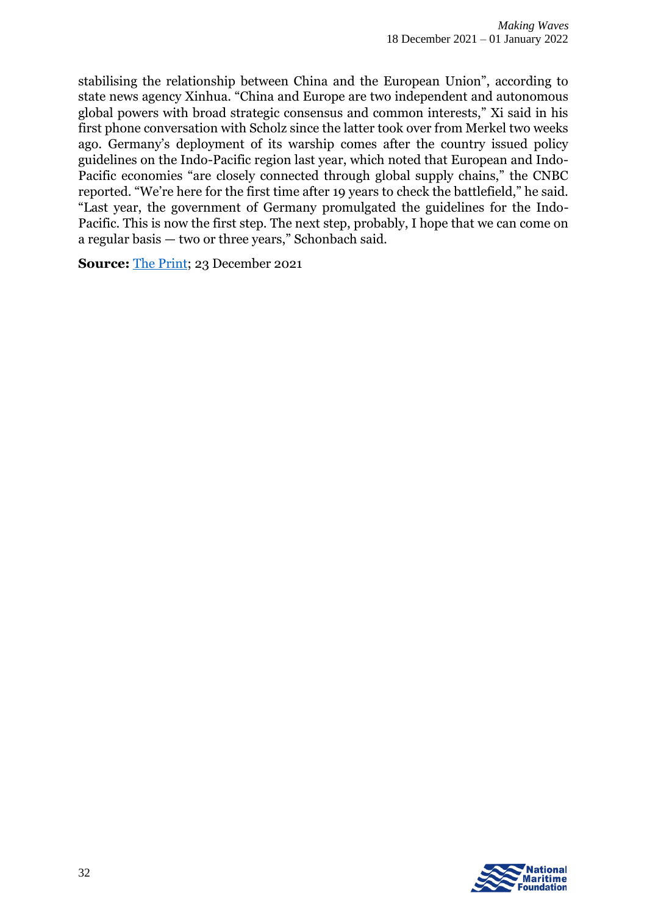stabilising the relationship between China and the European Union", according to state news agency Xinhua. "China and Europe are two independent and autonomous global powers with broad strategic consensus and common interests," Xi said in his first phone conversation with Scholz since the latter took over from Merkel two weeks ago. Germany's deployment of its warship comes after the country issued policy guidelines on the Indo-Pacific region last year, which noted that European and Indo-Pacific economies "are closely connected through global supply chains," the CNBC reported. "We're here for the first time after 19 years to check the battlefield," he said. "Last year, the government of Germany promulgated the guidelines for the Indo-Pacific. This is now the first step. The next step, probably, I hope that we can come on a regular basis — two or three years," Schonbach said.

**Source:** The Print; 23 December 2021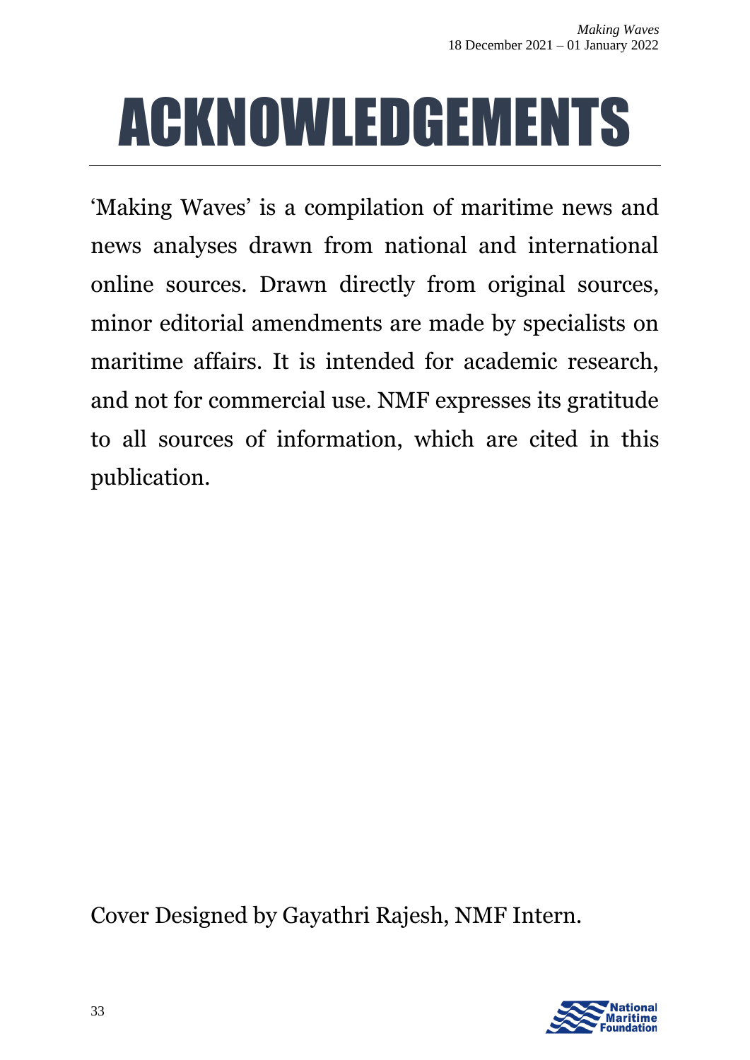# ACKNOWLEDGEMENTS

'Making Waves' is a compilation of maritime news and news analyses drawn from national and international online sources. Drawn directly from original sources, minor editorial amendments are made by specialists on maritime affairs. It is intended for academic research, and not for commercial use. NMF expresses its gratitude to all sources of information, which are cited in this publication.

Cover Designed by Gayathri Rajesh, NMF Intern.